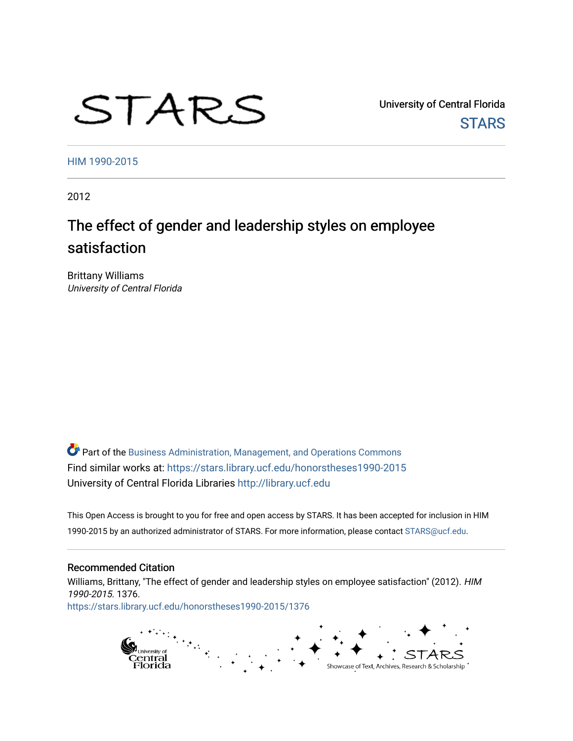STARS

University of Central Florida
STARS

HIM 1990-2015

2012

# The effect of gender and leadership styles on employee satisfaction

Brittany Williams
*University of Central Florida*

Part of the Business Administration, Management, and Operations Commons
Find similar works at: https://stars.library.ucf.edu/honorstheses1990-2015
University of Central Florida Libraries http://library.ucf.edu

This Open Access is brought to you for free and open access by STARS. It has been accepted for inclusion in HIM 1990-2015 by an authorized administrator of STARS. For more information, please contact STARS@ucf.edu.

## Recommended Citation

Williams, Brittany, "The effect of gender and leadership styles on employee satisfaction" (2012). *HIM 1990-2015*. 1376.
https://stars.library.ucf.edu/honorstheses1990-2015/1376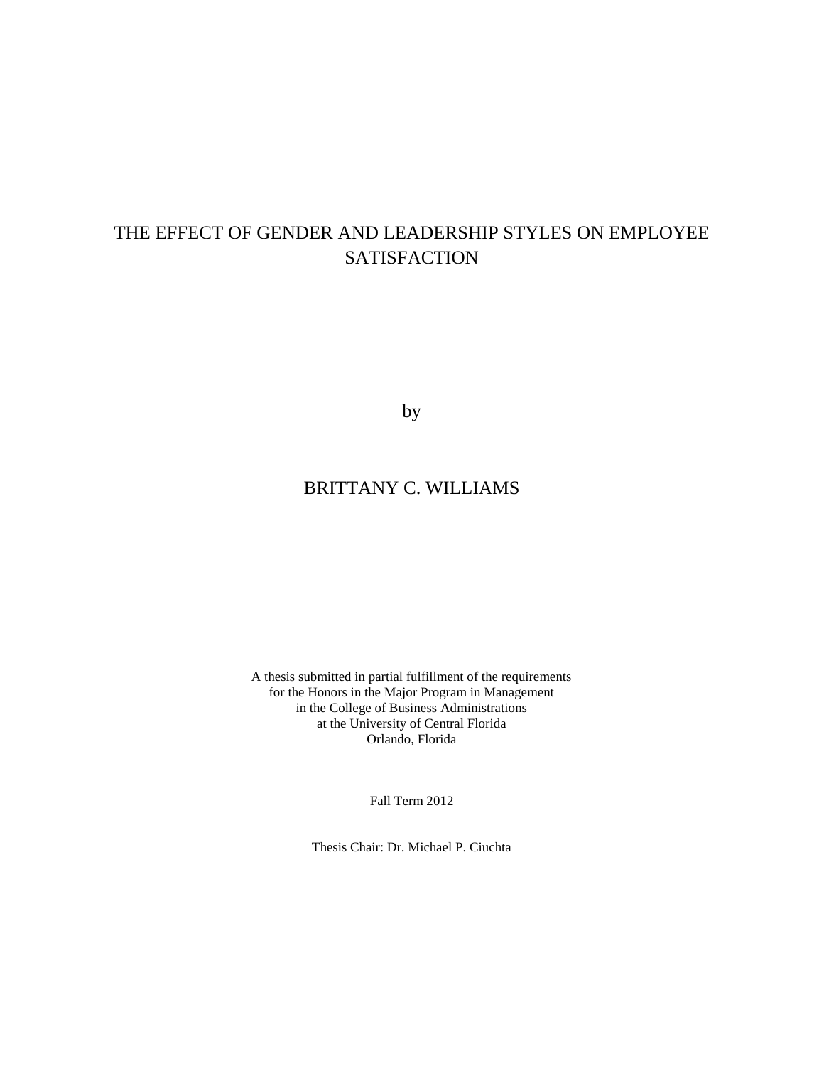# THE EFFECT OF GENDER AND LEADERSHIP STYLES ON EMPLOYEE SATISFACTION

by

BRITTANY C. WILLIAMS

A thesis submitted in partial fulfillment of the requirements
for the Honors in the Major Program in Management
in the College of Business Administrations
at the University of Central Florida
Orlando, Florida

Fall Term 2012

Thesis Chair: Dr. Michael P. Ciuchta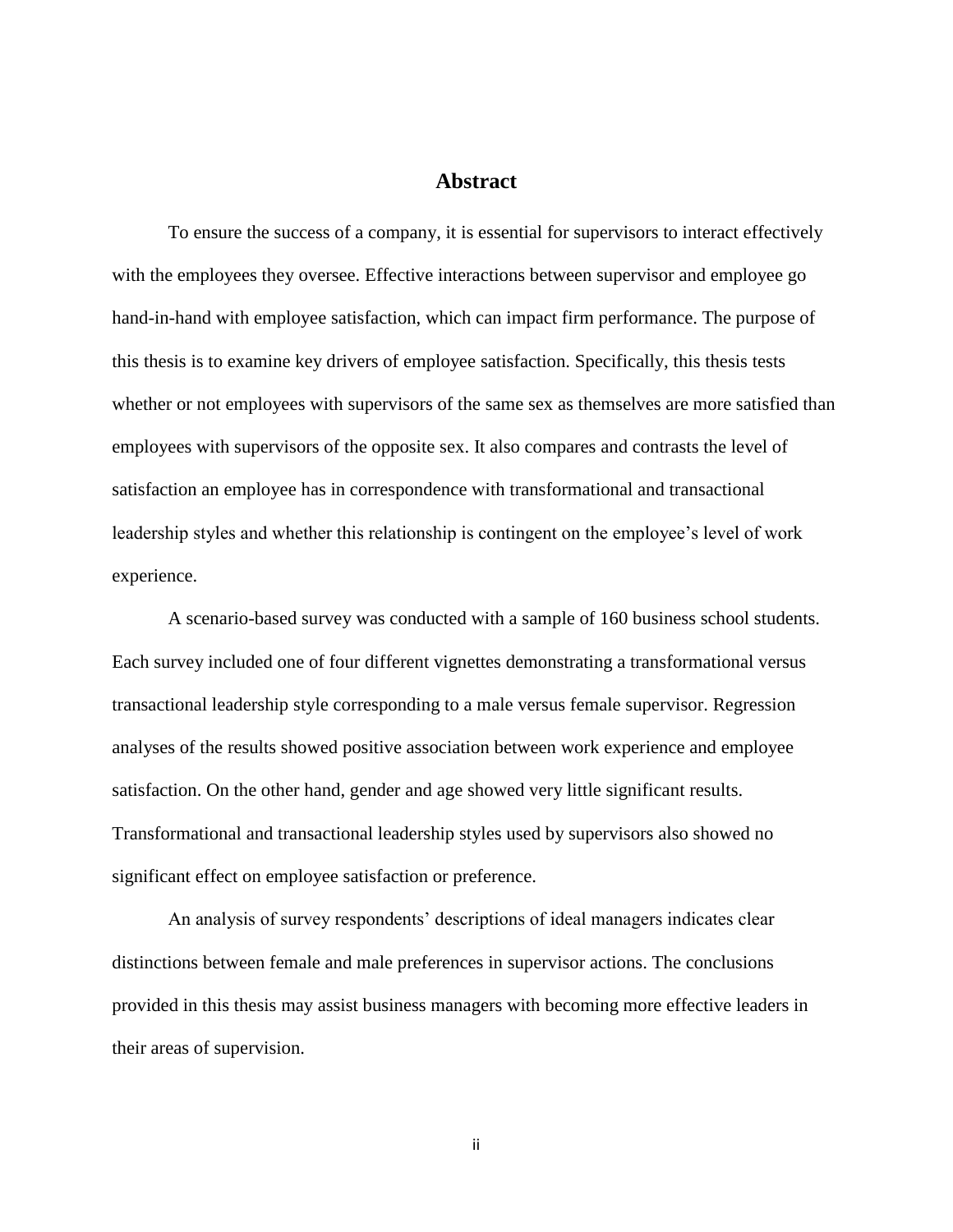# Abstract

To ensure the success of a company, it is essential for supervisors to interact effectively with the employees they oversee. Effective interactions between supervisor and employee go hand-in-hand with employee satisfaction, which can impact firm performance. The purpose of this thesis is to examine key drivers of employee satisfaction. Specifically, this thesis tests whether or not employees with supervisors of the same sex as themselves are more satisfied than employees with supervisors of the opposite sex. It also compares and contrasts the level of satisfaction an employee has in correspondence with transformational and transactional leadership styles and whether this relationship is contingent on the employee's level of work experience.

A scenario-based survey was conducted with a sample of 160 business school students. Each survey included one of four different vignettes demonstrating a transformational versus transactional leadership style corresponding to a male versus female supervisor. Regression analyses of the results showed positive association between work experience and employee satisfaction. On the other hand, gender and age showed very little significant results. Transformational and transactional leadership styles used by supervisors also showed no significant effect on employee satisfaction or preference.

An analysis of survey respondents' descriptions of ideal managers indicates clear distinctions between female and male preferences in supervisor actions. The conclusions provided in this thesis may assist business managers with becoming more effective leaders in their areas of supervision.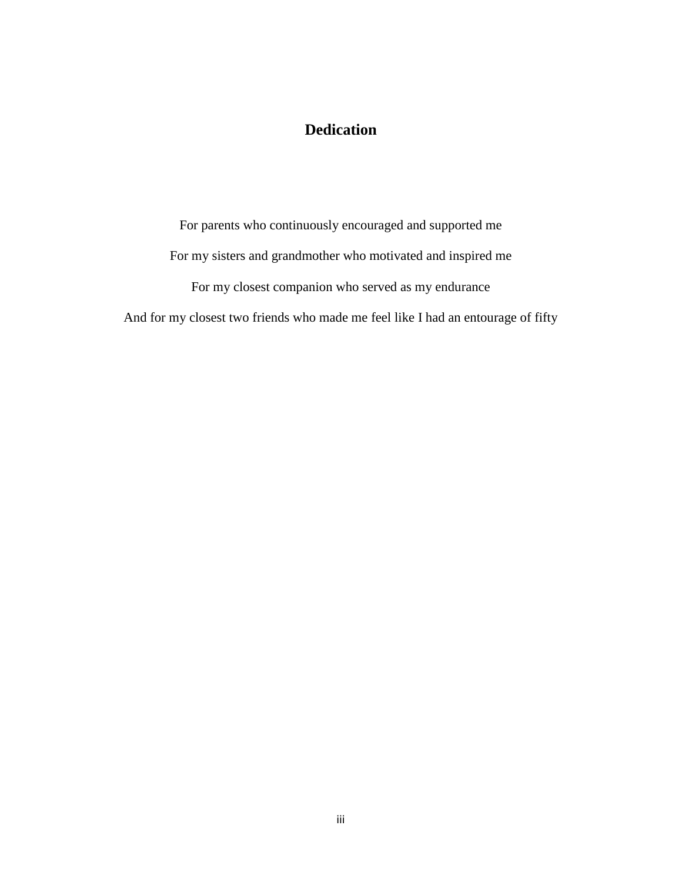# Dedication

For parents who continuously encouraged and supported me

For my sisters and grandmother who motivated and inspired me

For my closest companion who served as my endurance

And for my closest two friends who made me feel like I had an entourage of fifty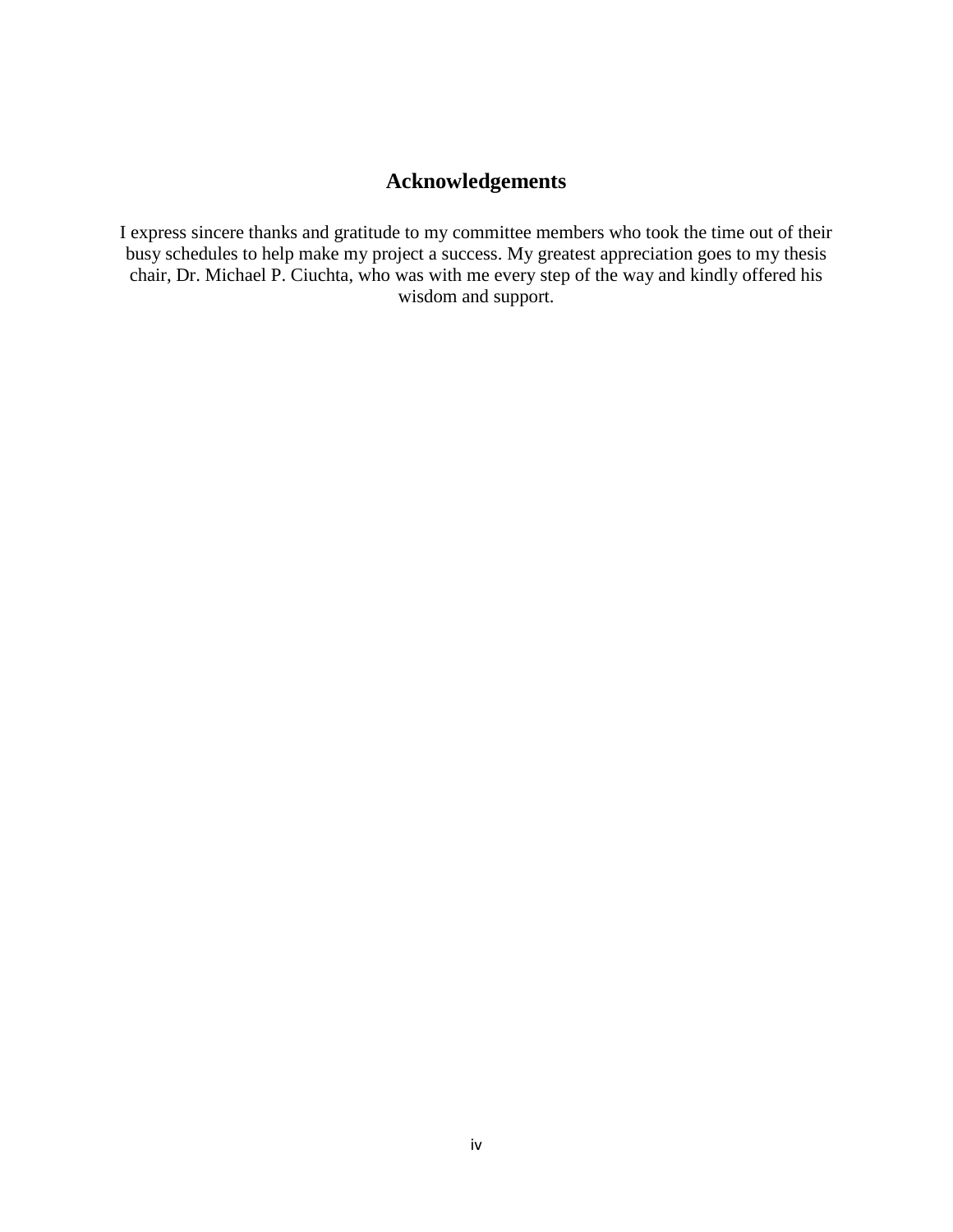# Acknowledgements

I express sincere thanks and gratitude to my committee members who took the time out of their busy schedules to help make my project a success. My greatest appreciation goes to my thesis chair, Dr. Michael P. Ciuchta, who was with me every step of the way and kindly offered his wisdom and support.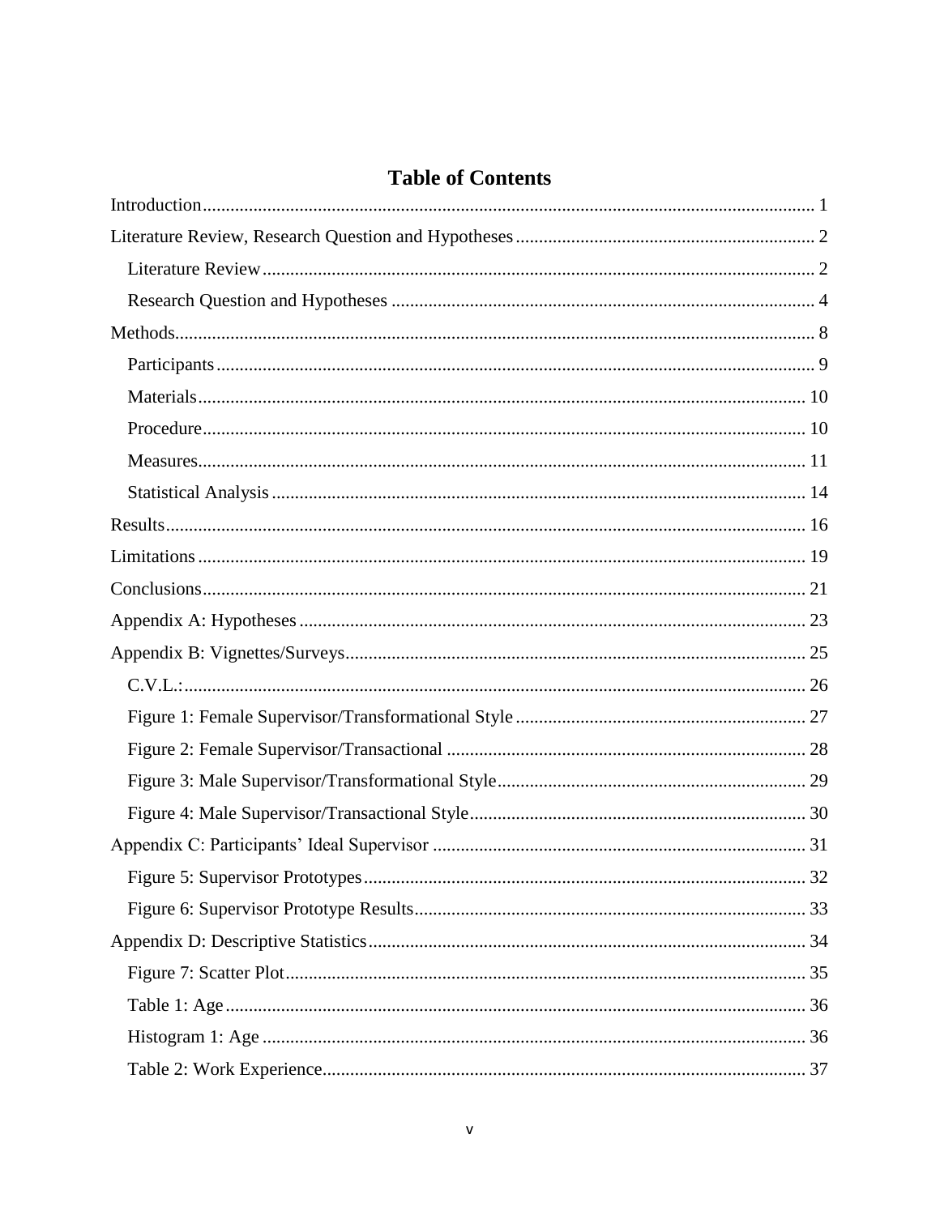# Table of Contents

Introduction .......... 1
Literature Review, Research Question and Hypotheses .......... 2
  Literature Review .......... 2
  Research Question and Hypotheses .......... 4
Methods .......... 8
  Participants .......... 9
  Materials .......... 10
  Procedure .......... 10
  Measures .......... 11
  Statistical Analysis .......... 14
Results .......... 16
Limitations .......... 19
Conclusions .......... 21
Appendix A: Hypotheses .......... 23
Appendix B: Vignettes/Surveys .......... 25
  C.V.L.: .......... 26
  Figure 1: Female Supervisor/Transformational Style .......... 27
  Figure 2: Female Supervisor/Transactional .......... 28
  Figure 3: Male Supervisor/Transformational Style .......... 29
  Figure 4: Male Supervisor/Transactional Style .......... 30
Appendix C: Participants' Ideal Supervisor .......... 31
  Figure 5: Supervisor Prototypes .......... 32
  Figure 6: Supervisor Prototype Results .......... 33
Appendix D: Descriptive Statistics .......... 34
  Figure 7: Scatter Plot .......... 35
  Table 1: Age .......... 36
  Histogram 1: Age .......... 36
  Table 2: Work Experience .......... 37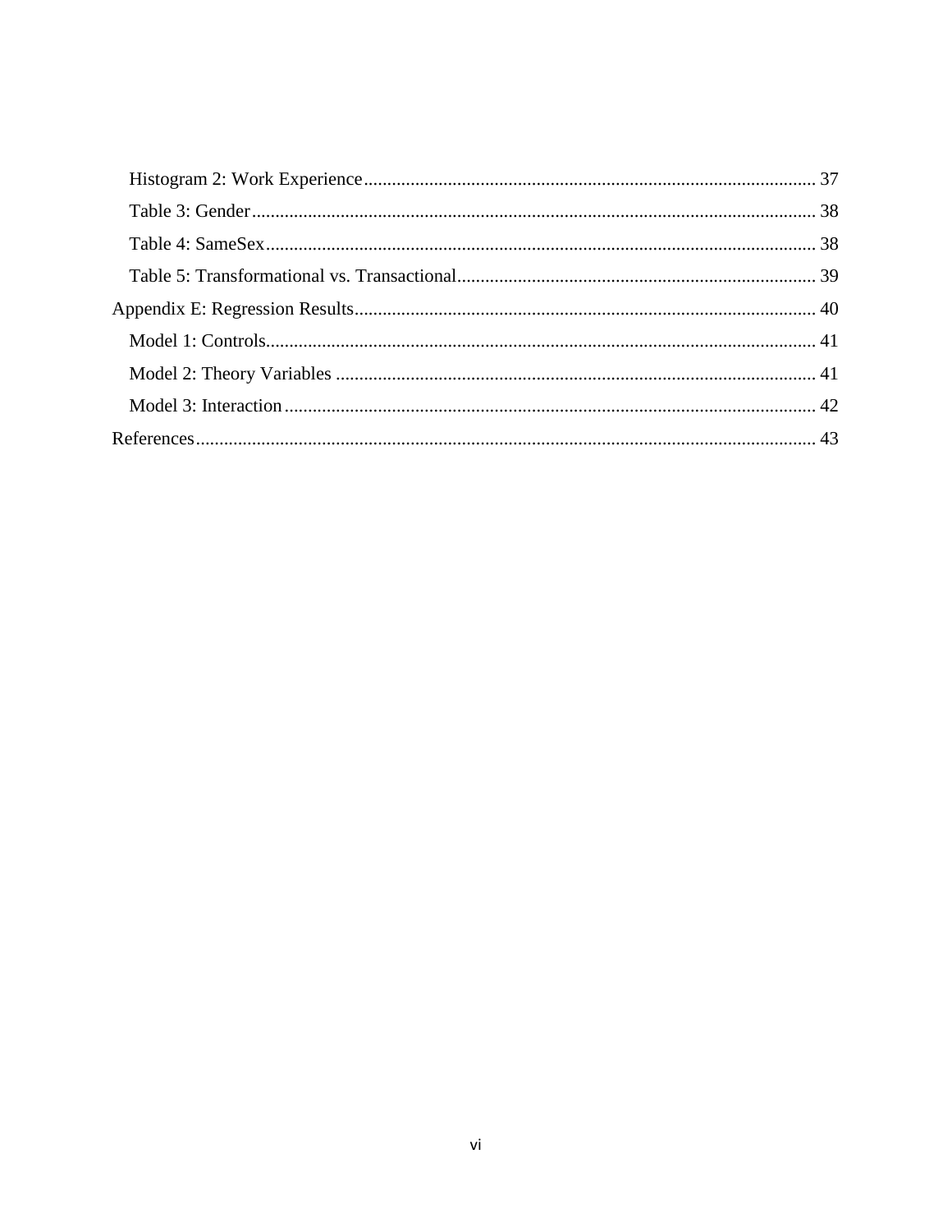Histogram 2: Work Experience ........ 37
Table 3: Gender ........ 38
Table 4: SameSex ........ 38
Table 5: Transformational vs. Transactional ........ 39

Appendix E: Regression Results ........ 40

Model 1: Controls ........ 41
Model 2: Theory Variables ........ 41
Model 3: Interaction ........ 42

References ........ 43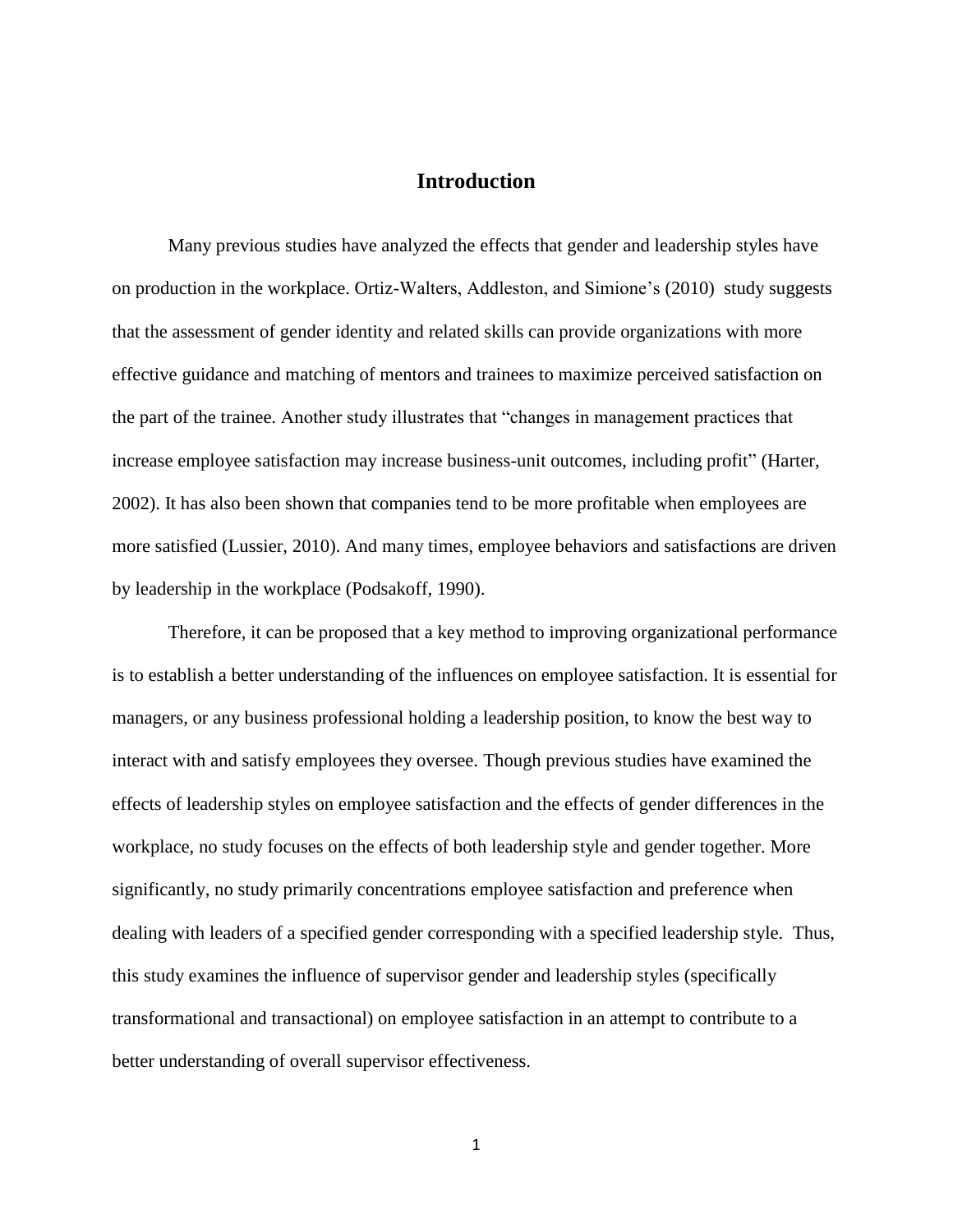# Introduction

Many previous studies have analyzed the effects that gender and leadership styles have on production in the workplace. Ortiz-Walters, Addleston, and Simione's (2010) study suggests that the assessment of gender identity and related skills can provide organizations with more effective guidance and matching of mentors and trainees to maximize perceived satisfaction on the part of the trainee. Another study illustrates that "changes in management practices that increase employee satisfaction may increase business-unit outcomes, including profit" (Harter, 2002). It has also been shown that companies tend to be more profitable when employees are more satisfied (Lussier, 2010). And many times, employee behaviors and satisfactions are driven by leadership in the workplace (Podsakoff, 1990).

Therefore, it can be proposed that a key method to improving organizational performance is to establish a better understanding of the influences on employee satisfaction. It is essential for managers, or any business professional holding a leadership position, to know the best way to interact with and satisfy employees they oversee. Though previous studies have examined the effects of leadership styles on employee satisfaction and the effects of gender differences in the workplace, no study focuses on the effects of both leadership style and gender together. More significantly, no study primarily concentrations employee satisfaction and preference when dealing with leaders of a specified gender corresponding with a specified leadership style. Thus, this study examines the influence of supervisor gender and leadership styles (specifically transformational and transactional) on employee satisfaction in an attempt to contribute to a better understanding of overall supervisor effectiveness.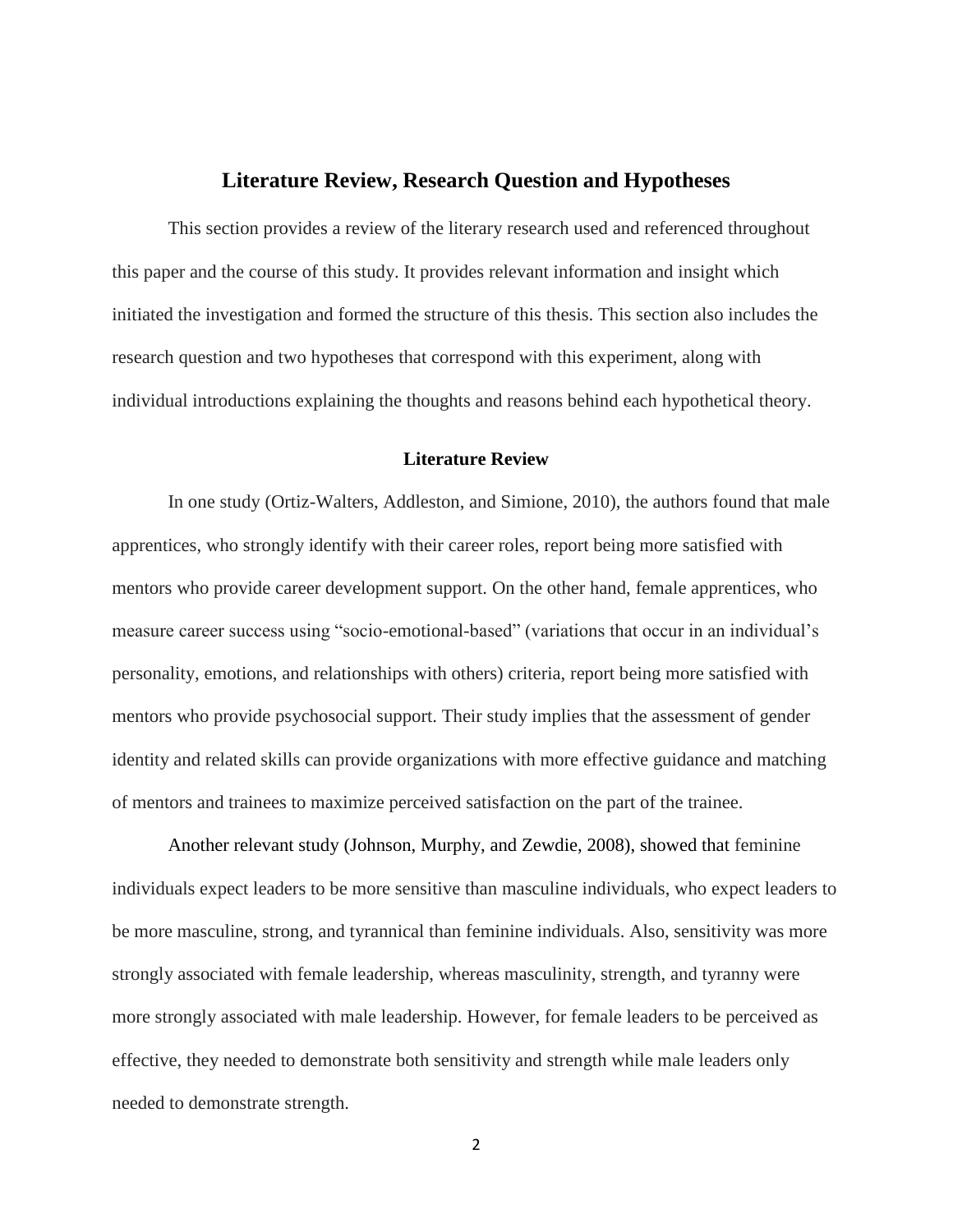## Literature Review, Research Question and Hypotheses

This section provides a review of the literary research used and referenced throughout this paper and the course of this study. It provides relevant information and insight which initiated the investigation and formed the structure of this thesis. This section also includes the research question and two hypotheses that correspond with this experiment, along with individual introductions explaining the thoughts and reasons behind each hypothetical theory.

### Literature Review

In one study (Ortiz-Walters, Addleston, and Simione, 2010), the authors found that male apprentices, who strongly identify with their career roles, report being more satisfied with mentors who provide career development support. On the other hand, female apprentices, who measure career success using "socio-emotional-based" (variations that occur in an individual's personality, emotions, and relationships with others) criteria, report being more satisfied with mentors who provide psychosocial support. Their study implies that the assessment of gender identity and related skills can provide organizations with more effective guidance and matching of mentors and trainees to maximize perceived satisfaction on the part of the trainee.

Another relevant study (Johnson, Murphy, and Zewdie, 2008), showed that feminine individuals expect leaders to be more sensitive than masculine individuals, who expect leaders to be more masculine, strong, and tyrannical than feminine individuals. Also, sensitivity was more strongly associated with female leadership, whereas masculinity, strength, and tyranny were more strongly associated with male leadership. However, for female leaders to be perceived as effective, they needed to demonstrate both sensitivity and strength while male leaders only needed to demonstrate strength.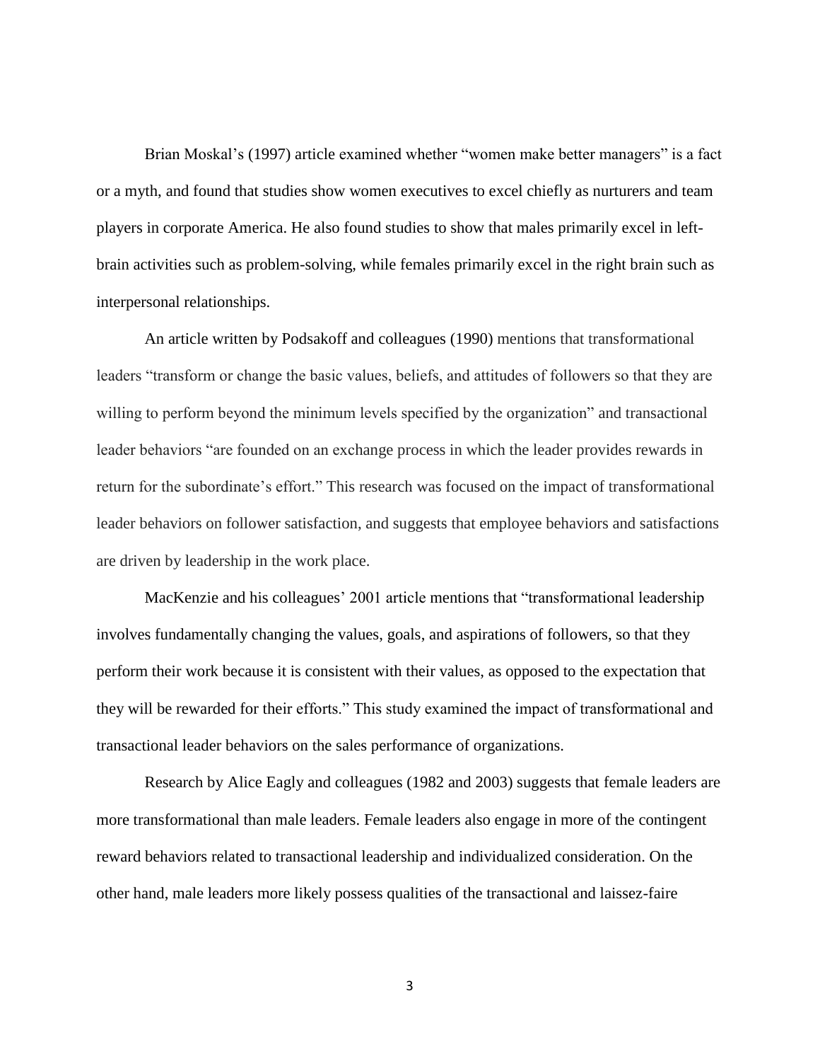Brian Moskal's (1997) article examined whether "women make better managers" is a fact or a myth, and found that studies show women executives to excel chiefly as nurturers and team players in corporate America. He also found studies to show that males primarily excel in left-brain activities such as problem-solving, while females primarily excel in the right brain such as interpersonal relationships.

An article written by Podsakoff and colleagues (1990) mentions that transformational leaders "transform or change the basic values, beliefs, and attitudes of followers so that they are willing to perform beyond the minimum levels specified by the organization" and transactional leader behaviors "are founded on an exchange process in which the leader provides rewards in return for the subordinate's effort." This research was focused on the impact of transformational leader behaviors on follower satisfaction, and suggests that employee behaviors and satisfactions are driven by leadership in the work place.

MacKenzie and his colleagues' 2001 article mentions that "transformational leadership involves fundamentally changing the values, goals, and aspirations of followers, so that they perform their work because it is consistent with their values, as opposed to the expectation that they will be rewarded for their efforts." This study examined the impact of transformational and transactional leader behaviors on the sales performance of organizations.

Research by Alice Eagly and colleagues (1982 and 2003) suggests that female leaders are more transformational than male leaders. Female leaders also engage in more of the contingent reward behaviors related to transactional leadership and individualized consideration. On the other hand, male leaders more likely possess qualities of the transactional and laissez-faire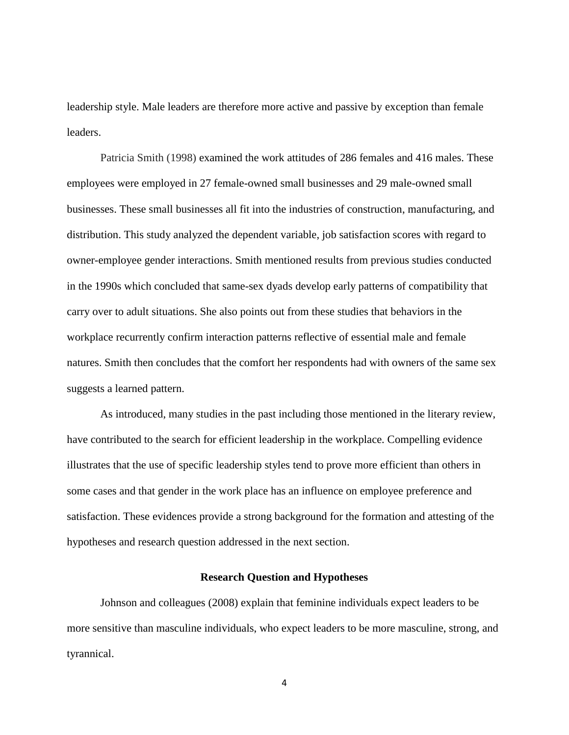leadership style. Male leaders are therefore more active and passive by exception than female leaders.

Patricia Smith (1998) examined the work attitudes of 286 females and 416 males. These employees were employed in 27 female-owned small businesses and 29 male-owned small businesses. These small businesses all fit into the industries of construction, manufacturing, and distribution. This study analyzed the dependent variable, job satisfaction scores with regard to owner-employee gender interactions. Smith mentioned results from previous studies conducted in the 1990s which concluded that same-sex dyads develop early patterns of compatibility that carry over to adult situations. She also points out from these studies that behaviors in the workplace recurrently confirm interaction patterns reflective of essential male and female natures. Smith then concludes that the comfort her respondents had with owners of the same sex suggests a learned pattern.

As introduced, many studies in the past including those mentioned in the literary review, have contributed to the search for efficient leadership in the workplace. Compelling evidence illustrates that the use of specific leadership styles tend to prove more efficient than others in some cases and that gender in the work place has an influence on employee preference and satisfaction. These evidences provide a strong background for the formation and attesting of the hypotheses and research question addressed in the next section.

## Research Question and Hypotheses

Johnson and colleagues (2008) explain that feminine individuals expect leaders to be more sensitive than masculine individuals, who expect leaders to be more masculine, strong, and tyrannical.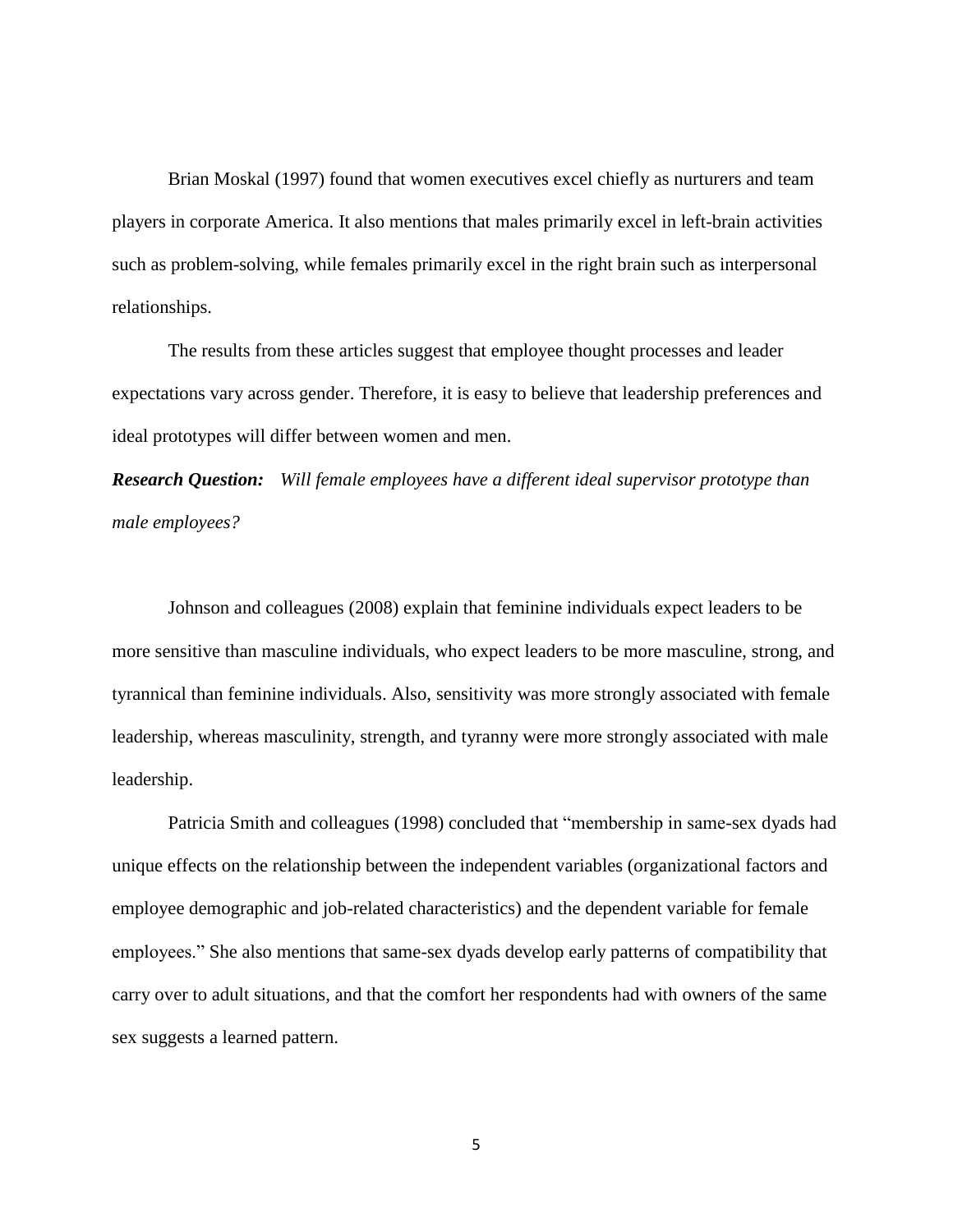Brian Moskal (1997) found that women executives excel chiefly as nurturers and team players in corporate America. It also mentions that males primarily excel in left-brain activities such as problem-solving, while females primarily excel in the right brain such as interpersonal relationships.

The results from these articles suggest that employee thought processes and leader expectations vary across gender. Therefore, it is easy to believe that leadership preferences and ideal prototypes will differ between women and men.

***Research Question:*** *Will female employees have a different ideal supervisor prototype than male employees?*

Johnson and colleagues (2008) explain that feminine individuals expect leaders to be more sensitive than masculine individuals, who expect leaders to be more masculine, strong, and tyrannical than feminine individuals. Also, sensitivity was more strongly associated with female leadership, whereas masculinity, strength, and tyranny were more strongly associated with male leadership.

Patricia Smith and colleagues (1998) concluded that "membership in same-sex dyads had unique effects on the relationship between the independent variables (organizational factors and employee demographic and job-related characteristics) and the dependent variable for female employees." She also mentions that same-sex dyads develop early patterns of compatibility that carry over to adult situations, and that the comfort her respondents had with owners of the same sex suggests a learned pattern.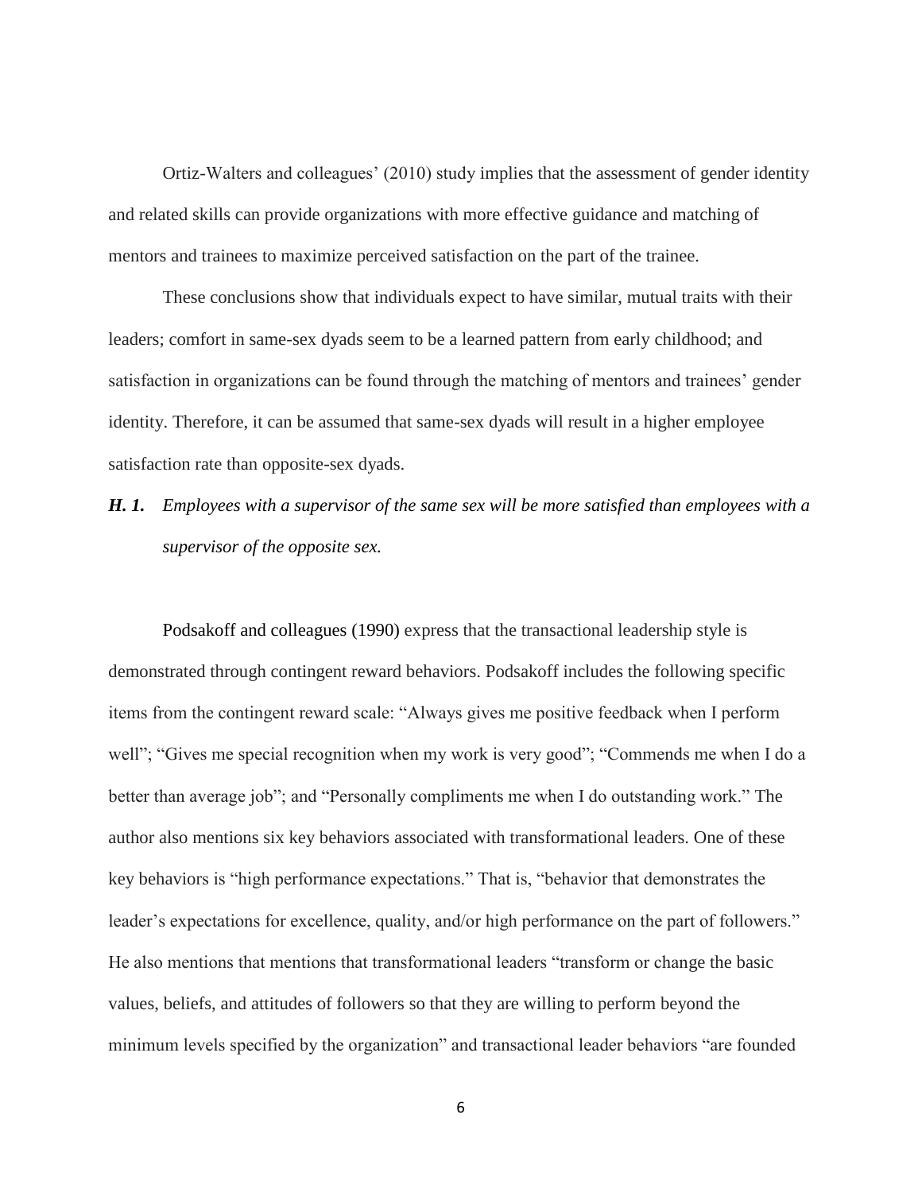Ortiz-Walters and colleagues' (2010) study implies that the assessment of gender identity and related skills can provide organizations with more effective guidance and matching of mentors and trainees to maximize perceived satisfaction on the part of the trainee.

These conclusions show that individuals expect to have similar, mutual traits with their leaders; comfort in same-sex dyads seem to be a learned pattern from early childhood; and satisfaction in organizations can be found through the matching of mentors and trainees' gender identity. Therefore, it can be assumed that same-sex dyads will result in a higher employee satisfaction rate than opposite-sex dyads.

***H. 1.*** *Employees with a supervisor of the same sex will be more satisfied than employees with a supervisor of the opposite sex.*

Podsakoff and colleagues (1990) express that the transactional leadership style is demonstrated through contingent reward behaviors. Podsakoff includes the following specific items from the contingent reward scale: "Always gives me positive feedback when I perform well"; "Gives me special recognition when my work is very good"; "Commends me when I do a better than average job"; and "Personally compliments me when I do outstanding work." The author also mentions six key behaviors associated with transformational leaders. One of these key behaviors is "high performance expectations." That is, "behavior that demonstrates the leader's expectations for excellence, quality, and/or high performance on the part of followers." He also mentions that mentions that transformational leaders "transform or change the basic values, beliefs, and attitudes of followers so that they are willing to perform beyond the minimum levels specified by the organization" and transactional leader behaviors "are founded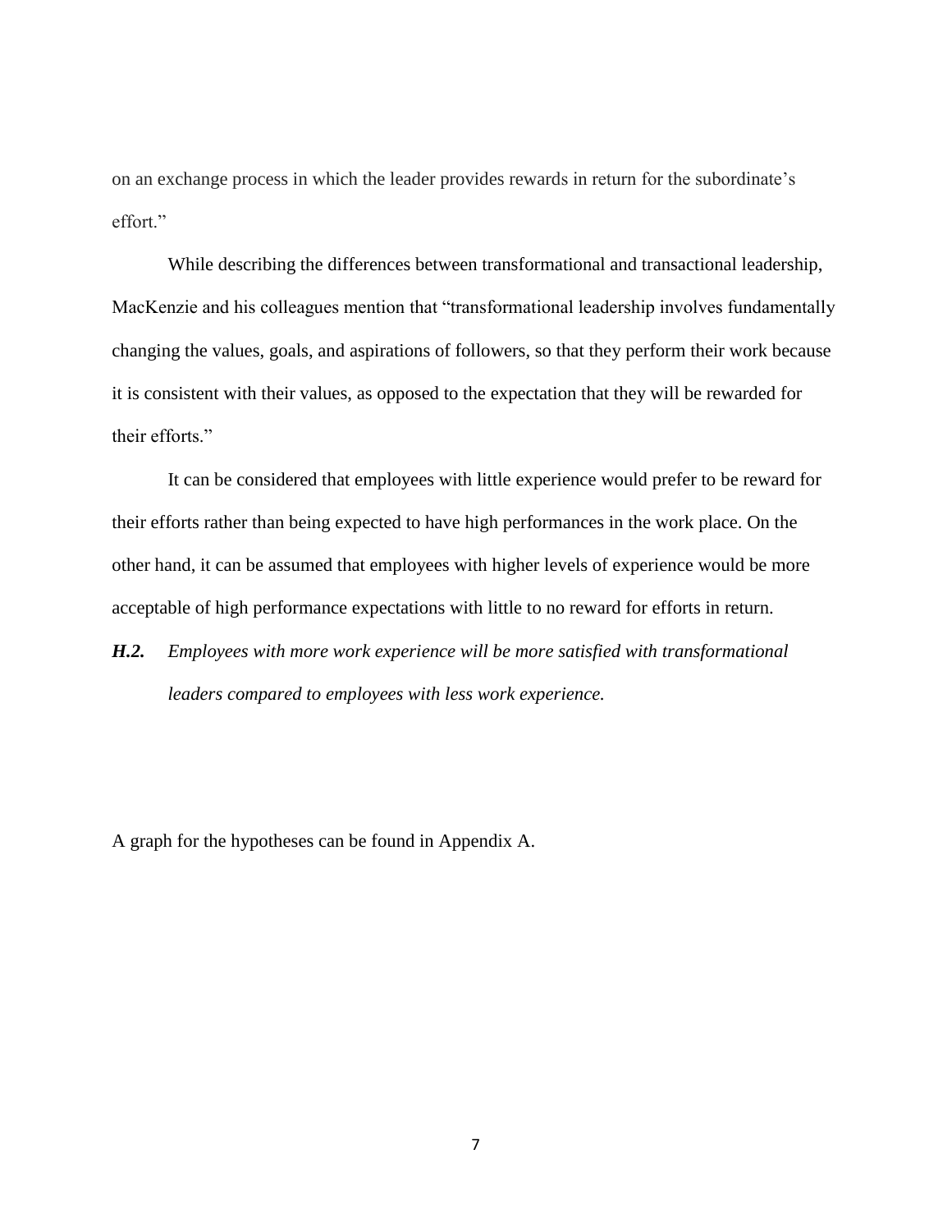on an exchange process in which the leader provides rewards in return for the subordinate's effort."

While describing the differences between transformational and transactional leadership, MacKenzie and his colleagues mention that "transformational leadership involves fundamentally changing the values, goals, and aspirations of followers, so that they perform their work because it is consistent with their values, as opposed to the expectation that they will be rewarded for their efforts."

It can be considered that employees with little experience would prefer to be reward for their efforts rather than being expected to have high performances in the work place. On the other hand, it can be assumed that employees with higher levels of experience would be more acceptable of high performance expectations with little to no reward for efforts in return.

***H.2.*** *Employees with more work experience will be more satisfied with transformational leaders compared to employees with less work experience.*

A graph for the hypotheses can be found in Appendix A.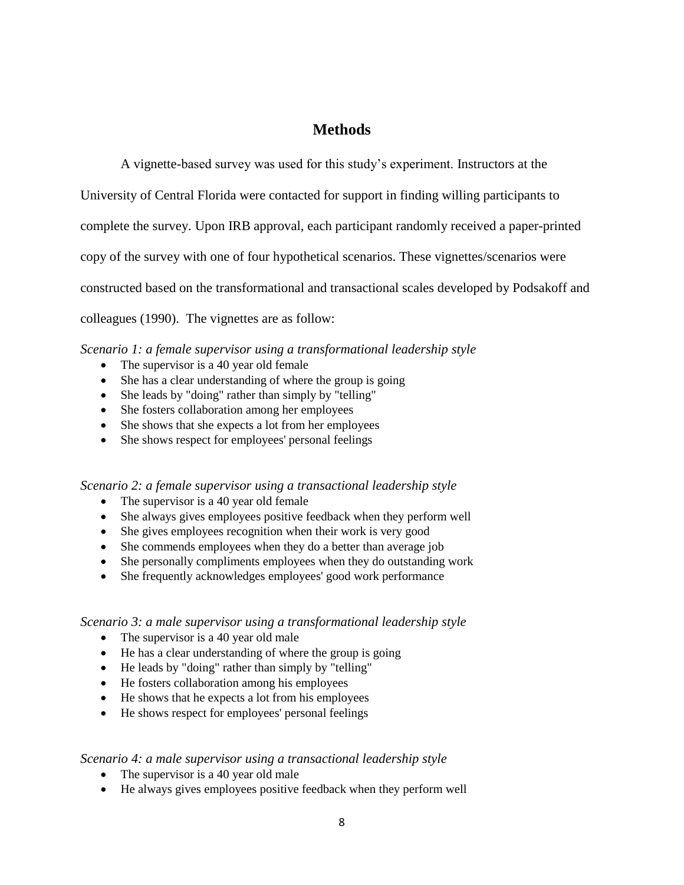# Methods

A vignette-based survey was used for this study's experiment. Instructors at the University of Central Florida were contacted for support in finding willing participants to complete the survey. Upon IRB approval, each participant randomly received a paper-printed copy of the survey with one of four hypothetical scenarios. These vignettes/scenarios were constructed based on the transformational and transactional scales developed by Podsakoff and colleagues (1990). The vignettes are as follow:

*Scenario 1: a female supervisor using a transformational leadership style*

- The supervisor is a 40 year old female
- She has a clear understanding of where the group is going
- She leads by "doing" rather than simply by "telling"
- She fosters collaboration among her employees
- She shows that she expects a lot from her employees
- She shows respect for employees' personal feelings

*Scenario 2: a female supervisor using a transactional leadership style*

- The supervisor is a 40 year old female
- She always gives employees positive feedback when they perform well
- She gives employees recognition when their work is very good
- She commends employees when they do a better than average job
- She personally compliments employees when they do outstanding work
- She frequently acknowledges employees' good work performance

*Scenario 3: a male supervisor using a transformational leadership style*

- The supervisor is a 40 year old male
- He has a clear understanding of where the group is going
- He leads by "doing" rather than simply by "telling"
- He fosters collaboration among his employees
- He shows that he expects a lot from his employees
- He shows respect for employees' personal feelings

*Scenario 4: a male supervisor using a transactional leadership style*

- The supervisor is a 40 year old male
- He always gives employees positive feedback when they perform well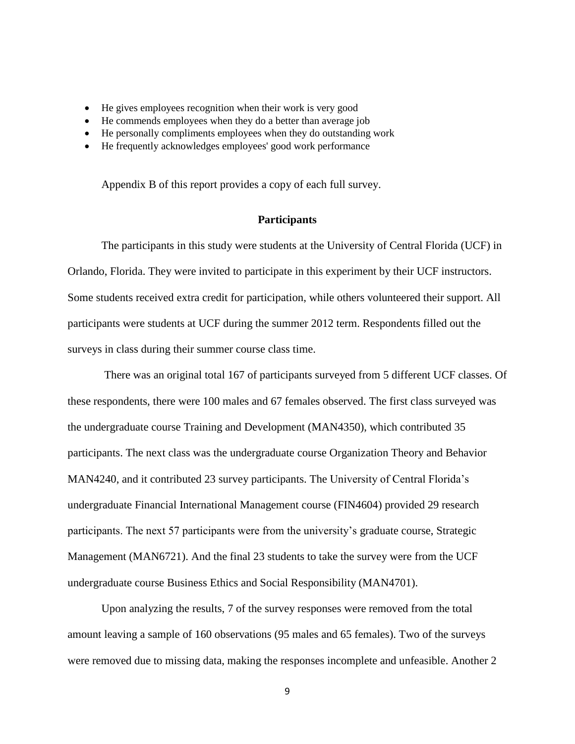- He gives employees recognition when their work is very good
- He commends employees when they do a better than average job
- He personally compliments employees when they do outstanding work
- He frequently acknowledges employees' good work performance

Appendix B of this report provides a copy of each full survey.

## Participants

The participants in this study were students at the University of Central Florida (UCF) in Orlando, Florida. They were invited to participate in this experiment by their UCF instructors. Some students received extra credit for participation, while others volunteered their support. All participants were students at UCF during the summer 2012 term. Respondents filled out the surveys in class during their summer course class time.

There was an original total 167 of participants surveyed from 5 different UCF classes. Of these respondents, there were 100 males and 67 females observed. The first class surveyed was the undergraduate course Training and Development (MAN4350), which contributed 35 participants. The next class was the undergraduate course Organization Theory and Behavior MAN4240, and it contributed 23 survey participants. The University of Central Florida's undergraduate Financial International Management course (FIN4604) provided 29 research participants. The next 57 participants were from the university's graduate course, Strategic Management (MAN6721). And the final 23 students to take the survey were from the UCF undergraduate course Business Ethics and Social Responsibility (MAN4701).

Upon analyzing the results, 7 of the survey responses were removed from the total amount leaving a sample of 160 observations (95 males and 65 females). Two of the surveys were removed due to missing data, making the responses incomplete and unfeasible. Another 2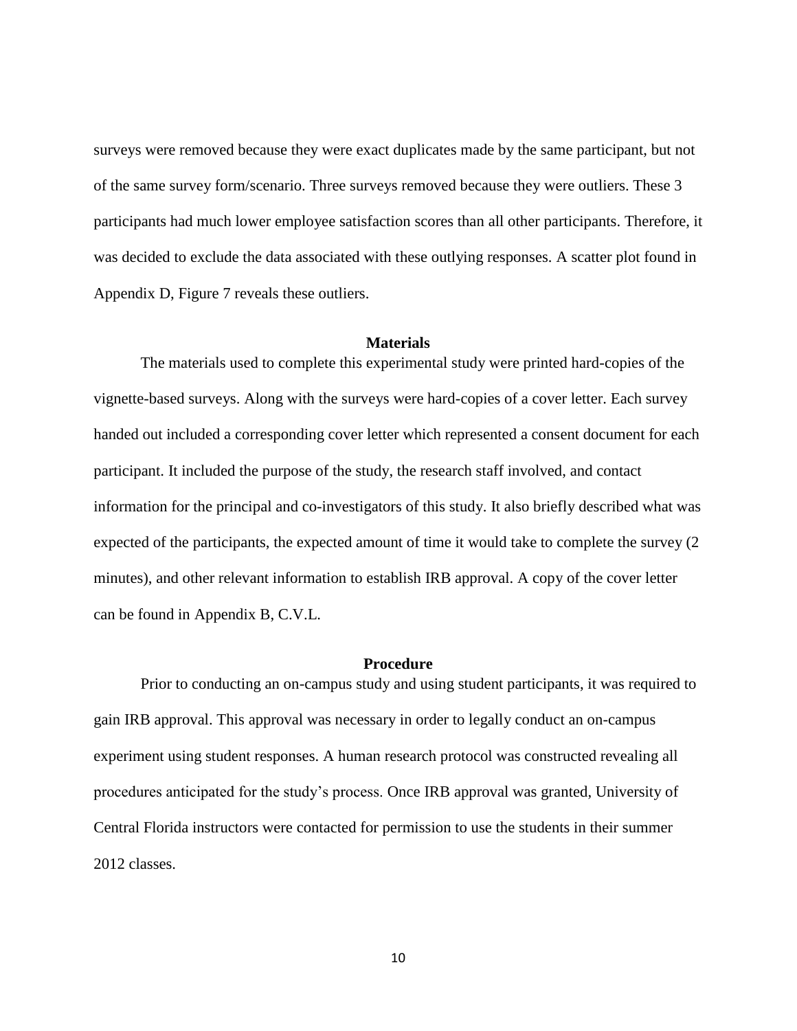surveys were removed because they were exact duplicates made by the same participant, but not of the same survey form/scenario. Three surveys removed because they were outliers. These 3 participants had much lower employee satisfaction scores than all other participants. Therefore, it was decided to exclude the data associated with these outlying responses. A scatter plot found in Appendix D, Figure 7 reveals these outliers.

## Materials

The materials used to complete this experimental study were printed hard-copies of the vignette-based surveys. Along with the surveys were hard-copies of a cover letter. Each survey handed out included a corresponding cover letter which represented a consent document for each participant. It included the purpose of the study, the research staff involved, and contact information for the principal and co-investigators of this study. It also briefly described what was expected of the participants, the expected amount of time it would take to complete the survey (2 minutes), and other relevant information to establish IRB approval. A copy of the cover letter can be found in Appendix B, C.V.L.

## Procedure

Prior to conducting an on-campus study and using student participants, it was required to gain IRB approval. This approval was necessary in order to legally conduct an on-campus experiment using student responses. A human research protocol was constructed revealing all procedures anticipated for the study's process. Once IRB approval was granted, University of Central Florida instructors were contacted for permission to use the students in their summer 2012 classes.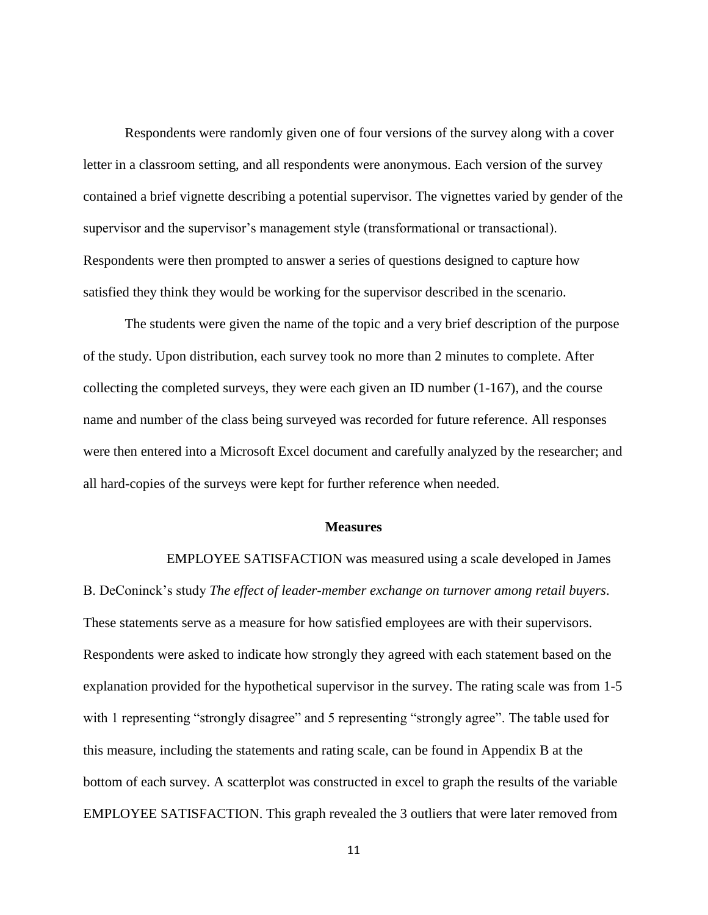Respondents were randomly given one of four versions of the survey along with a cover letter in a classroom setting, and all respondents were anonymous. Each version of the survey contained a brief vignette describing a potential supervisor. The vignettes varied by gender of the supervisor and the supervisor's management style (transformational or transactional). Respondents were then prompted to answer a series of questions designed to capture how satisfied they think they would be working for the supervisor described in the scenario.

The students were given the name of the topic and a very brief description of the purpose of the study. Upon distribution, each survey took no more than 2 minutes to complete. After collecting the completed surveys, they were each given an ID number (1-167), and the course name and number of the class being surveyed was recorded for future reference. All responses were then entered into a Microsoft Excel document and carefully analyzed by the researcher; and all hard-copies of the surveys were kept for further reference when needed.

## Measures

EMPLOYEE SATISFACTION was measured using a scale developed in James B. DeConinck's study *The effect of leader-member exchange on turnover among retail buyers*. These statements serve as a measure for how satisfied employees are with their supervisors. Respondents were asked to indicate how strongly they agreed with each statement based on the explanation provided for the hypothetical supervisor in the survey. The rating scale was from 1-5 with 1 representing "strongly disagree" and 5 representing "strongly agree". The table used for this measure, including the statements and rating scale, can be found in Appendix B at the bottom of each survey. A scatterplot was constructed in excel to graph the results of the variable EMPLOYEE SATISFACTION. This graph revealed the 3 outliers that were later removed from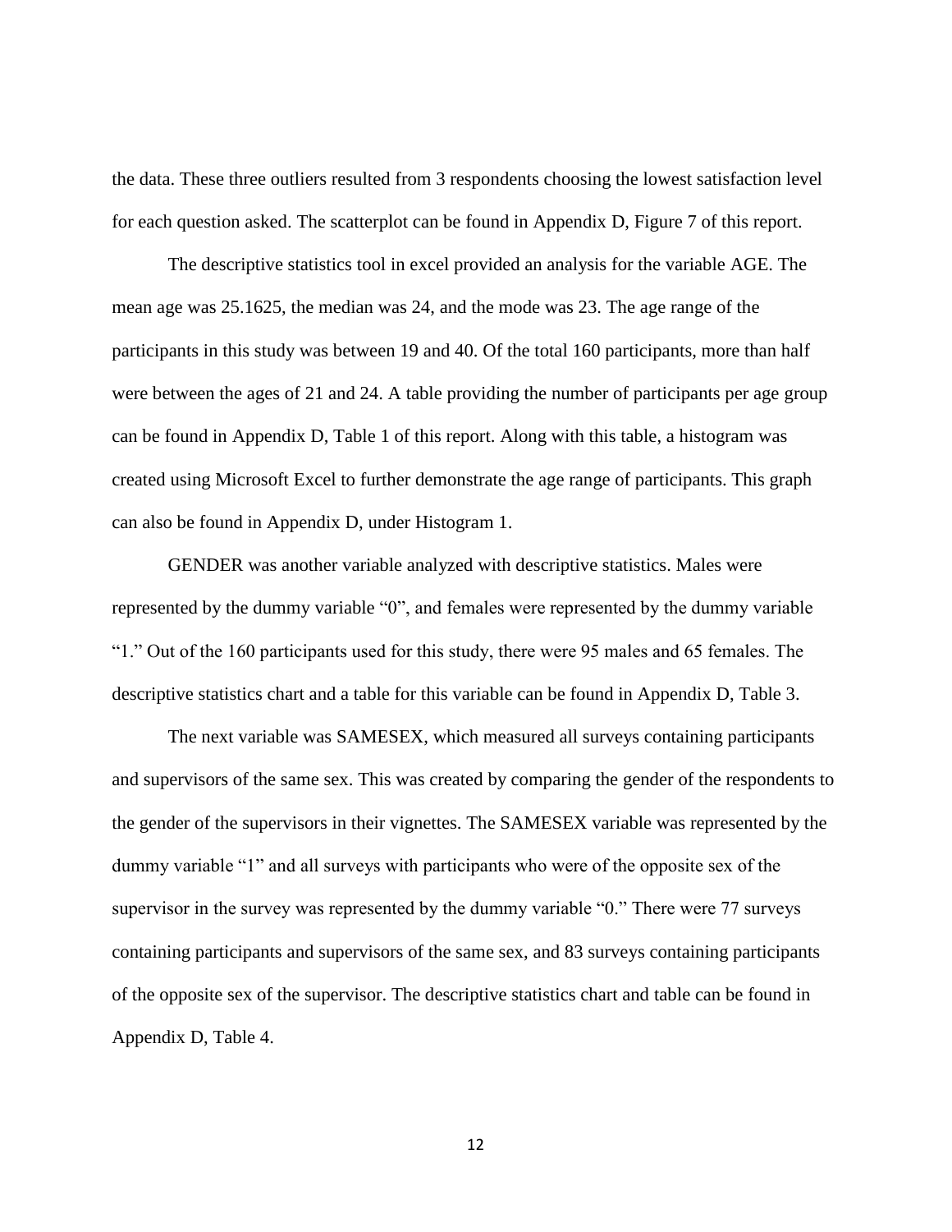the data. These three outliers resulted from 3 respondents choosing the lowest satisfaction level for each question asked. The scatterplot can be found in Appendix D, Figure 7 of this report.

The descriptive statistics tool in excel provided an analysis for the variable AGE. The mean age was 25.1625, the median was 24, and the mode was 23. The age range of the participants in this study was between 19 and 40. Of the total 160 participants, more than half were between the ages of 21 and 24. A table providing the number of participants per age group can be found in Appendix D, Table 1 of this report. Along with this table, a histogram was created using Microsoft Excel to further demonstrate the age range of participants. This graph can also be found in Appendix D, under Histogram 1.

GENDER was another variable analyzed with descriptive statistics. Males were represented by the dummy variable "0", and females were represented by the dummy variable "1." Out of the 160 participants used for this study, there were 95 males and 65 females. The descriptive statistics chart and a table for this variable can be found in Appendix D, Table 3.

The next variable was SAMESEX, which measured all surveys containing participants and supervisors of the same sex. This was created by comparing the gender of the respondents to the gender of the supervisors in their vignettes. The SAMESEX variable was represented by the dummy variable "1" and all surveys with participants who were of the opposite sex of the supervisor in the survey was represented by the dummy variable "0." There were 77 surveys containing participants and supervisors of the same sex, and 83 surveys containing participants of the opposite sex of the supervisor. The descriptive statistics chart and table can be found in Appendix D, Table 4.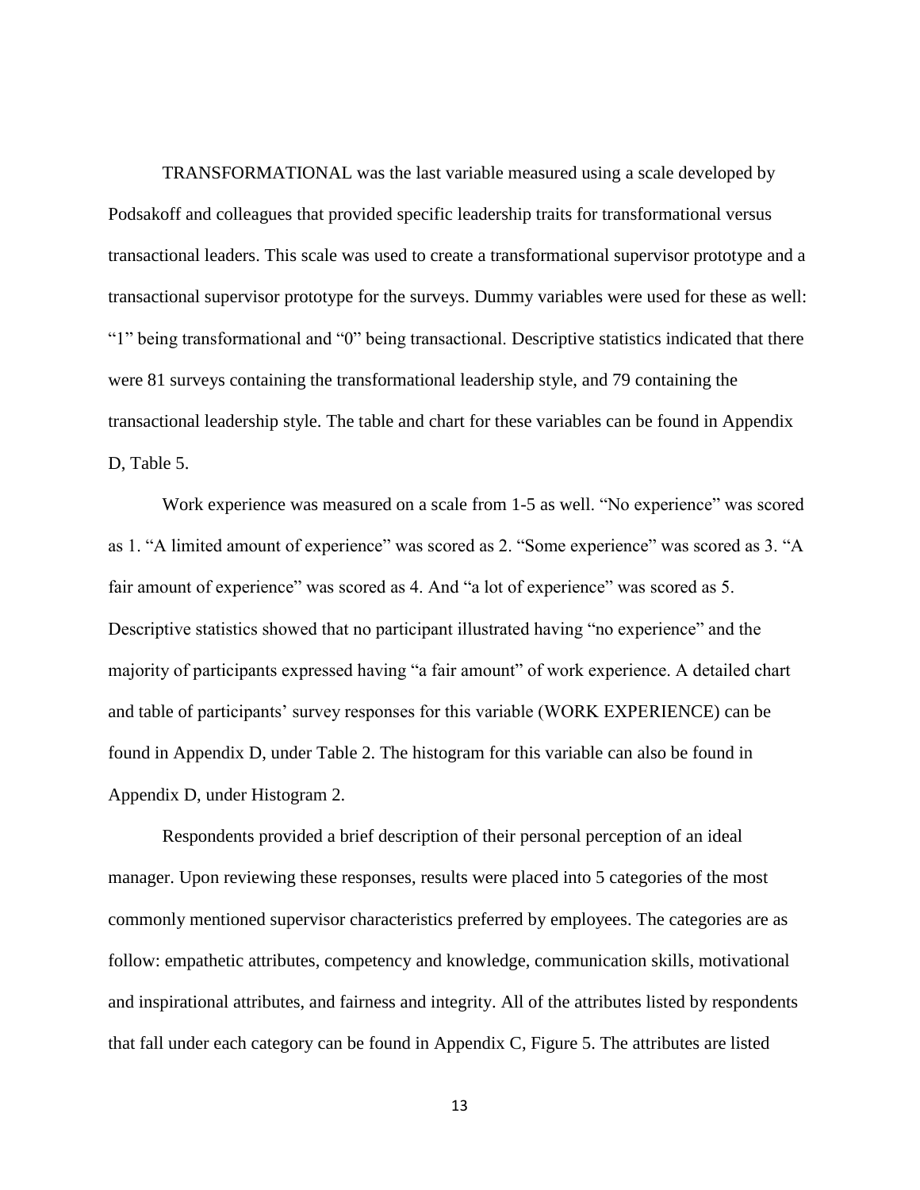TRANSFORMATIONAL was the last variable measured using a scale developed by Podsakoff and colleagues that provided specific leadership traits for transformational versus transactional leaders. This scale was used to create a transformational supervisor prototype and a transactional supervisor prototype for the surveys. Dummy variables were used for these as well: "1" being transformational and "0" being transactional. Descriptive statistics indicated that there were 81 surveys containing the transformational leadership style, and 79 containing the transactional leadership style. The table and chart for these variables can be found in Appendix D, Table 5.

Work experience was measured on a scale from 1-5 as well. "No experience" was scored as 1. "A limited amount of experience" was scored as 2. "Some experience" was scored as 3. "A fair amount of experience" was scored as 4. And "a lot of experience" was scored as 5. Descriptive statistics showed that no participant illustrated having "no experience" and the majority of participants expressed having "a fair amount" of work experience. A detailed chart and table of participants' survey responses for this variable (WORK EXPERIENCE) can be found in Appendix D, under Table 2. The histogram for this variable can also be found in Appendix D, under Histogram 2.

Respondents provided a brief description of their personal perception of an ideal manager. Upon reviewing these responses, results were placed into 5 categories of the most commonly mentioned supervisor characteristics preferred by employees. The categories are as follow: empathetic attributes, competency and knowledge, communication skills, motivational and inspirational attributes, and fairness and integrity. All of the attributes listed by respondents that fall under each category can be found in Appendix C, Figure 5. The attributes are listed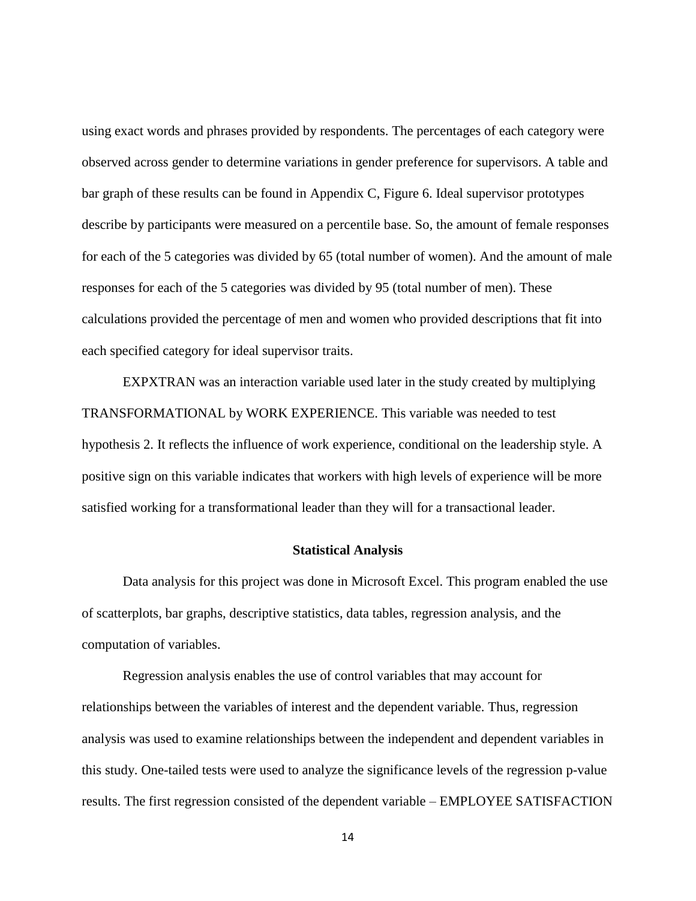using exact words and phrases provided by respondents. The percentages of each category were observed across gender to determine variations in gender preference for supervisors. A table and bar graph of these results can be found in Appendix C, Figure 6. Ideal supervisor prototypes describe by participants were measured on a percentile base. So, the amount of female responses for each of the 5 categories was divided by 65 (total number of women). And the amount of male responses for each of the 5 categories was divided by 95 (total number of men). These calculations provided the percentage of men and women who provided descriptions that fit into each specified category for ideal supervisor traits.

EXPXTRAN was an interaction variable used later in the study created by multiplying TRANSFORMATIONAL by WORK EXPERIENCE. This variable was needed to test hypothesis 2. It reflects the influence of work experience, conditional on the leadership style. A positive sign on this variable indicates that workers with high levels of experience will be more satisfied working for a transformational leader than they will for a transactional leader.

### Statistical Analysis

Data analysis for this project was done in Microsoft Excel. This program enabled the use of scatterplots, bar graphs, descriptive statistics, data tables, regression analysis, and the computation of variables.

Regression analysis enables the use of control variables that may account for relationships between the variables of interest and the dependent variable. Thus, regression analysis was used to examine relationships between the independent and dependent variables in this study. One-tailed tests were used to analyze the significance levels of the regression p-value results. The first regression consisted of the dependent variable – EMPLOYEE SATISFACTION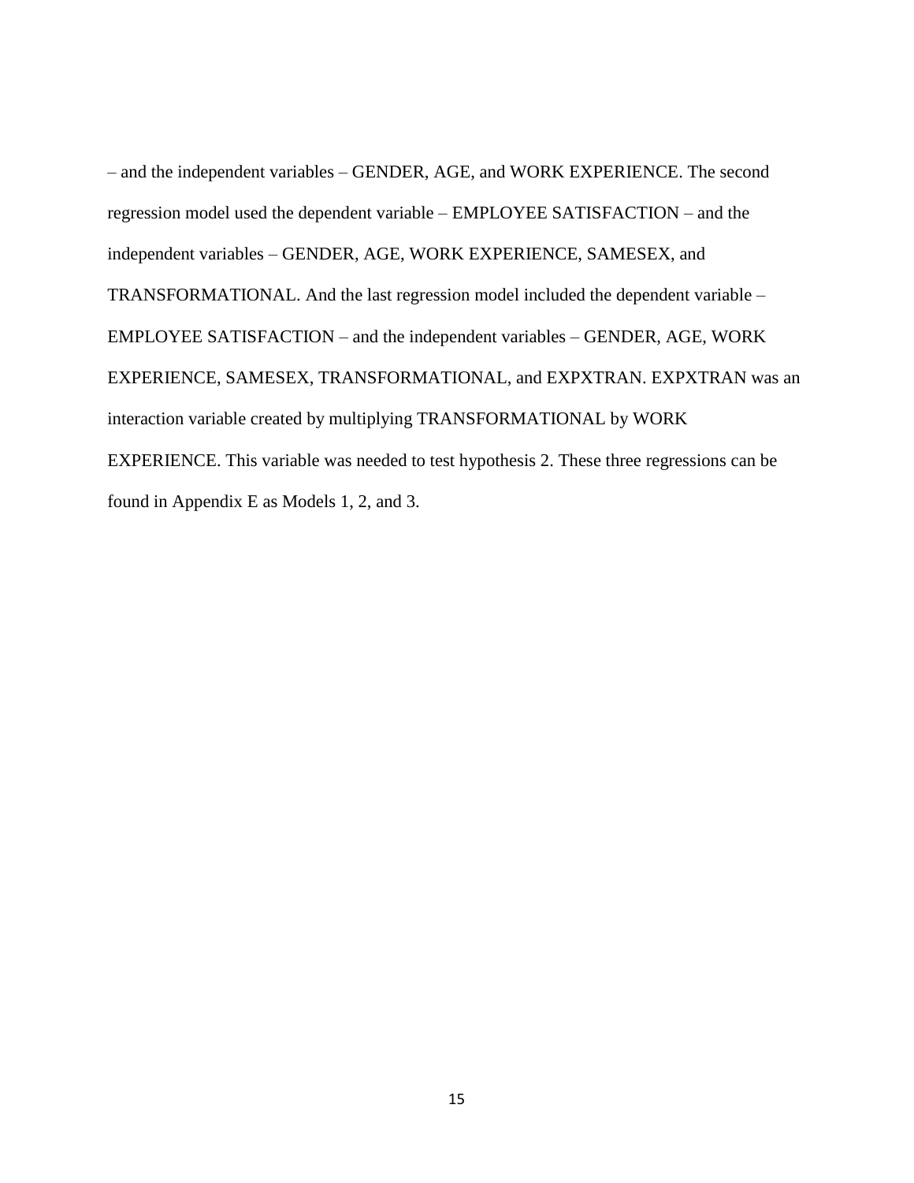– and the independent variables – GENDER, AGE, and WORK EXPERIENCE. The second regression model used the dependent variable – EMPLOYEE SATISFACTION – and the independent variables – GENDER, AGE, WORK EXPERIENCE, SAMESEX, and TRANSFORMATIONAL. And the last regression model included the dependent variable – EMPLOYEE SATISFACTION – and the independent variables – GENDER, AGE, WORK EXPERIENCE, SAMESEX, TRANSFORMATIONAL, and EXPXTRAN. EXPXTRAN was an interaction variable created by multiplying TRANSFORMATIONAL by WORK EXPERIENCE. This variable was needed to test hypothesis 2. These three regressions can be found in Appendix E as Models 1, 2, and 3.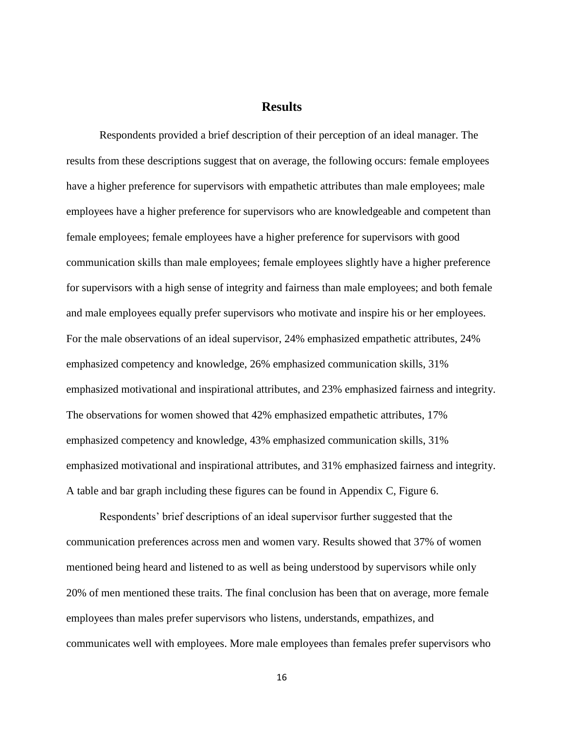# Results

Respondents provided a brief description of their perception of an ideal manager. The results from these descriptions suggest that on average, the following occurs: female employees have a higher preference for supervisors with empathetic attributes than male employees; male employees have a higher preference for supervisors who are knowledgeable and competent than female employees; female employees have a higher preference for supervisors with good communication skills than male employees; female employees slightly have a higher preference for supervisors with a high sense of integrity and fairness than male employees; and both female and male employees equally prefer supervisors who motivate and inspire his or her employees. For the male observations of an ideal supervisor, 24% emphasized empathetic attributes, 24% emphasized competency and knowledge, 26% emphasized communication skills, 31% emphasized motivational and inspirational attributes, and 23% emphasized fairness and integrity. The observations for women showed that 42% emphasized empathetic attributes, 17% emphasized competency and knowledge, 43% emphasized communication skills, 31% emphasized motivational and inspirational attributes, and 31% emphasized fairness and integrity. A table and bar graph including these figures can be found in Appendix C, Figure 6.

Respondents' brief descriptions of an ideal supervisor further suggested that the communication preferences across men and women vary. Results showed that 37% of women mentioned being heard and listened to as well as being understood by supervisors while only 20% of men mentioned these traits. The final conclusion has been that on average, more female employees than males prefer supervisors who listens, understands, empathizes, and communicates well with employees. More male employees than females prefer supervisors who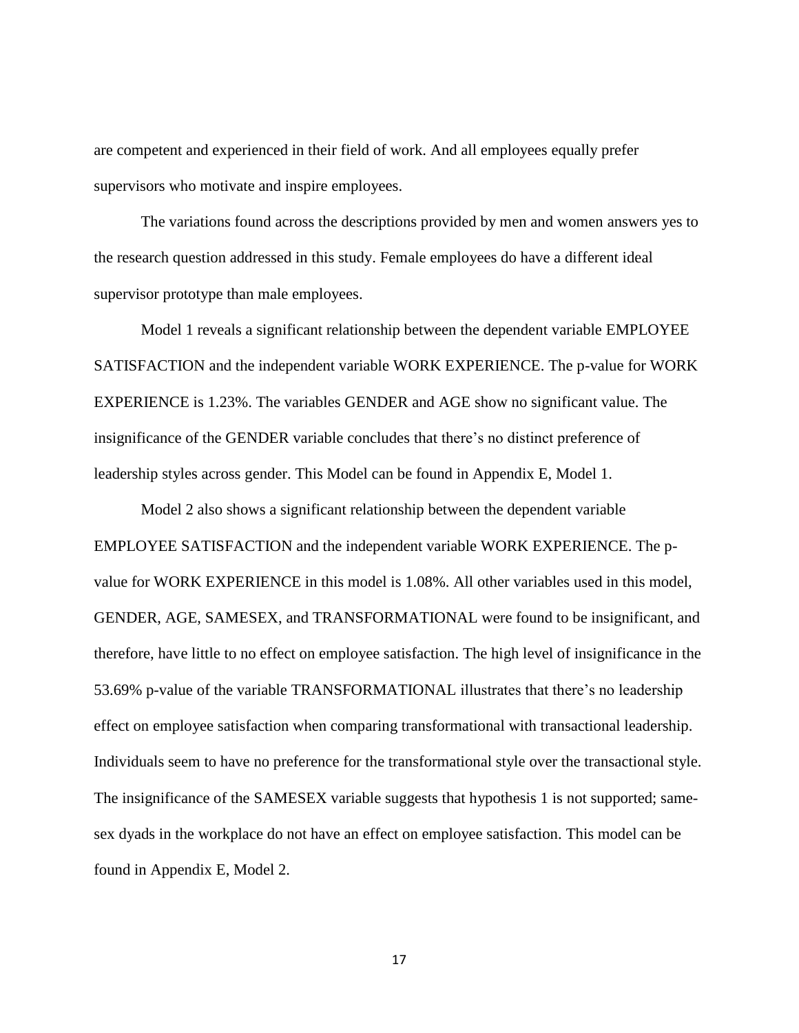are competent and experienced in their field of work. And all employees equally prefer supervisors who motivate and inspire employees.

The variations found across the descriptions provided by men and women answers yes to the research question addressed in this study. Female employees do have a different ideal supervisor prototype than male employees.

Model 1 reveals a significant relationship between the dependent variable EMPLOYEE SATISFACTION and the independent variable WORK EXPERIENCE. The p-value for WORK EXPERIENCE is 1.23%. The variables GENDER and AGE show no significant value. The insignificance of the GENDER variable concludes that there's no distinct preference of leadership styles across gender. This Model can be found in Appendix E, Model 1.

Model 2 also shows a significant relationship between the dependent variable EMPLOYEE SATISFACTION and the independent variable WORK EXPERIENCE. The p-value for WORK EXPERIENCE in this model is 1.08%. All other variables used in this model, GENDER, AGE, SAMESEX, and TRANSFORMATIONAL were found to be insignificant, and therefore, have little to no effect on employee satisfaction. The high level of insignificance in the 53.69% p-value of the variable TRANSFORMATIONAL illustrates that there's no leadership effect on employee satisfaction when comparing transformational with transactional leadership. Individuals seem to have no preference for the transformational style over the transactional style. The insignificance of the SAMESEX variable suggests that hypothesis 1 is not supported; same-sex dyads in the workplace do not have an effect on employee satisfaction. This model can be found in Appendix E, Model 2.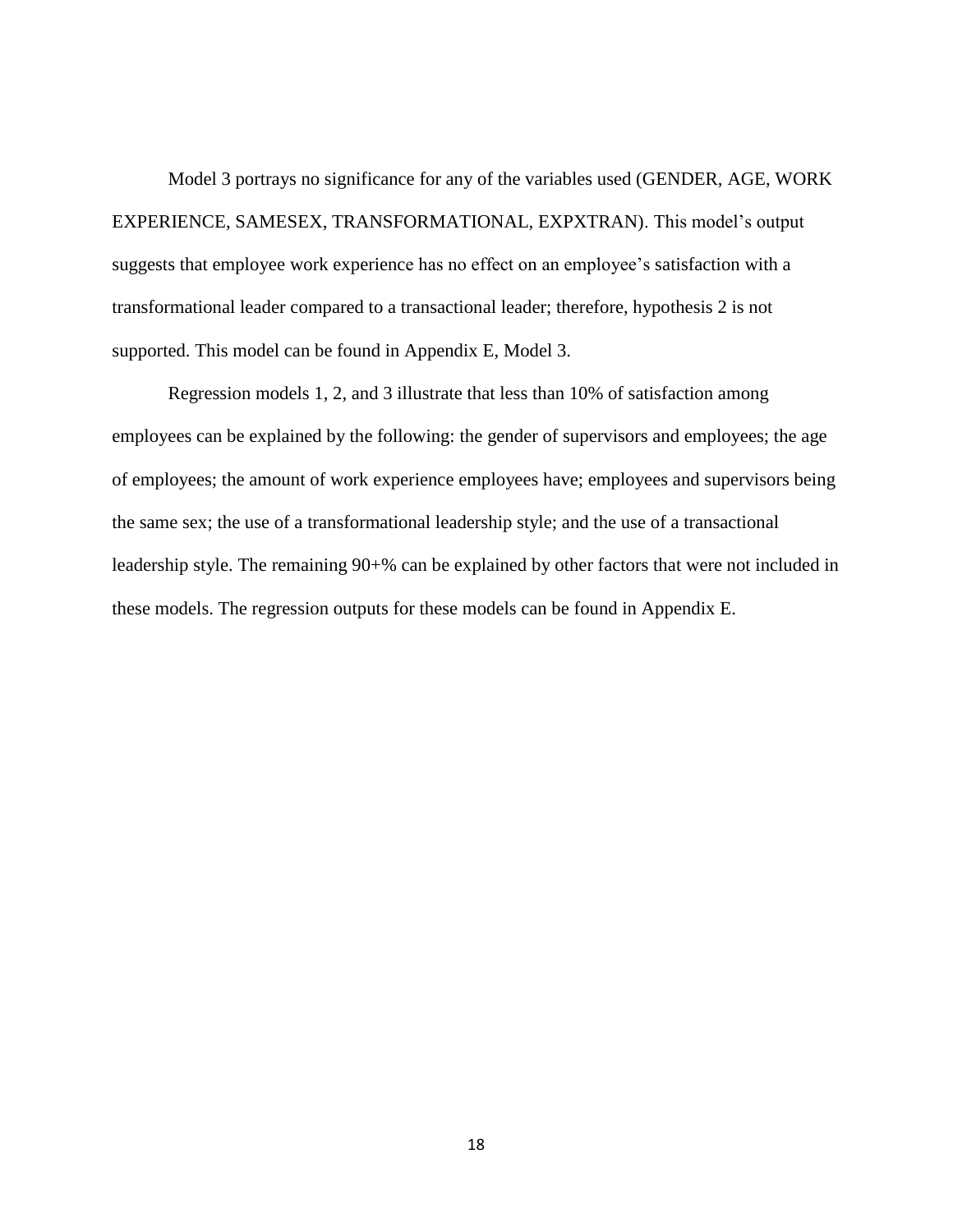Model 3 portrays no significance for any of the variables used (GENDER, AGE, WORK EXPERIENCE, SAMESEX, TRANSFORMATIONAL, EXPXTRAN). This model's output suggests that employee work experience has no effect on an employee's satisfaction with a transformational leader compared to a transactional leader; therefore, hypothesis 2 is not supported. This model can be found in Appendix E, Model 3.

Regression models 1, 2, and 3 illustrate that less than 10% of satisfaction among employees can be explained by the following: the gender of supervisors and employees; the age of employees; the amount of work experience employees have; employees and supervisors being the same sex; the use of a transformational leadership style; and the use of a transactional leadership style. The remaining 90+% can be explained by other factors that were not included in these models. The regression outputs for these models can be found in Appendix E.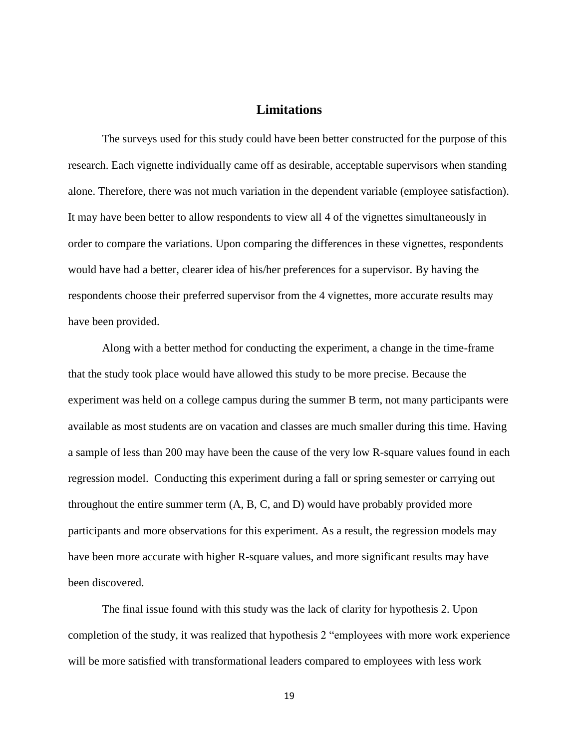## Limitations

The surveys used for this study could have been better constructed for the purpose of this research. Each vignette individually came off as desirable, acceptable supervisors when standing alone. Therefore, there was not much variation in the dependent variable (employee satisfaction). It may have been better to allow respondents to view all 4 of the vignettes simultaneously in order to compare the variations. Upon comparing the differences in these vignettes, respondents would have had a better, clearer idea of his/her preferences for a supervisor. By having the respondents choose their preferred supervisor from the 4 vignettes, more accurate results may have been provided.

Along with a better method for conducting the experiment, a change in the time-frame that the study took place would have allowed this study to be more precise. Because the experiment was held on a college campus during the summer B term, not many participants were available as most students are on vacation and classes are much smaller during this time. Having a sample of less than 200 may have been the cause of the very low R-square values found in each regression model. Conducting this experiment during a fall or spring semester or carrying out throughout the entire summer term (A, B, C, and D) would have probably provided more participants and more observations for this experiment. As a result, the regression models may have been more accurate with higher R-square values, and more significant results may have been discovered.

The final issue found with this study was the lack of clarity for hypothesis 2. Upon completion of the study, it was realized that hypothesis 2 "employees with more work experience will be more satisfied with transformational leaders compared to employees with less work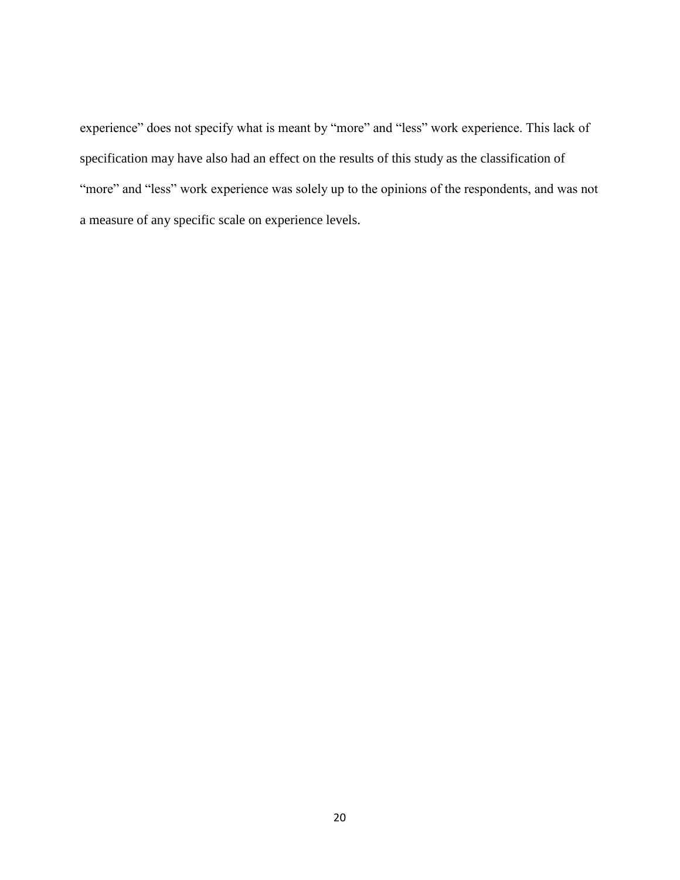experience" does not specify what is meant by "more" and "less" work experience. This lack of specification may have also had an effect on the results of this study as the classification of "more" and "less" work experience was solely up to the opinions of the respondents, and was not a measure of any specific scale on experience levels.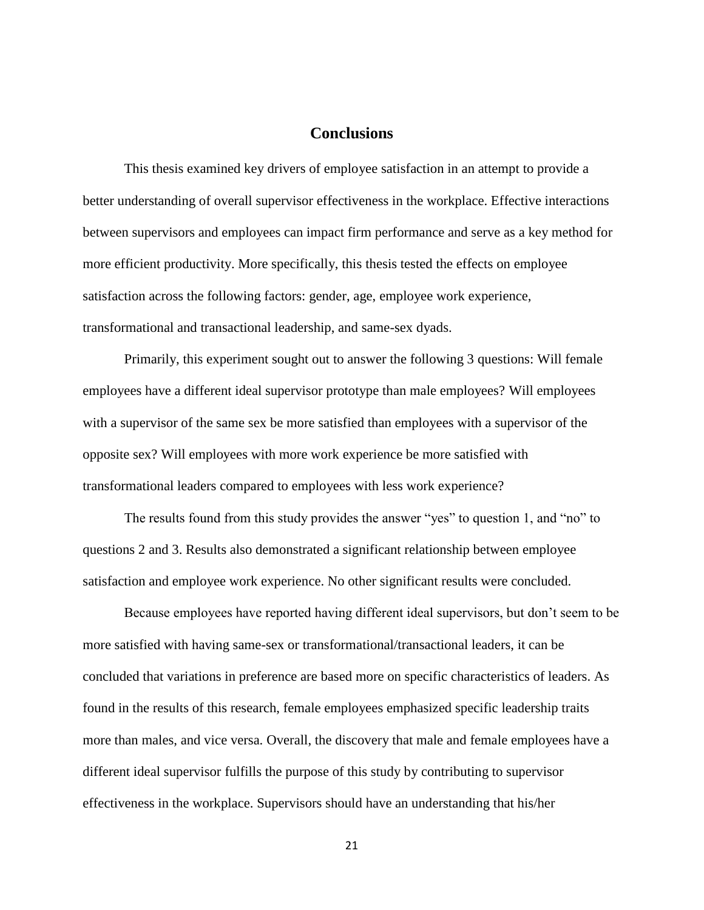# Conclusions

This thesis examined key drivers of employee satisfaction in an attempt to provide a better understanding of overall supervisor effectiveness in the workplace. Effective interactions between supervisors and employees can impact firm performance and serve as a key method for more efficient productivity. More specifically, this thesis tested the effects on employee satisfaction across the following factors: gender, age, employee work experience, transformational and transactional leadership, and same-sex dyads.

Primarily, this experiment sought out to answer the following 3 questions: Will female employees have a different ideal supervisor prototype than male employees? Will employees with a supervisor of the same sex be more satisfied than employees with a supervisor of the opposite sex? Will employees with more work experience be more satisfied with transformational leaders compared to employees with less work experience?

The results found from this study provides the answer "yes" to question 1, and "no" to questions 2 and 3. Results also demonstrated a significant relationship between employee satisfaction and employee work experience. No other significant results were concluded.

Because employees have reported having different ideal supervisors, but don't seem to be more satisfied with having same-sex or transformational/transactional leaders, it can be concluded that variations in preference are based more on specific characteristics of leaders. As found in the results of this research, female employees emphasized specific leadership traits more than males, and vice versa. Overall, the discovery that male and female employees have a different ideal supervisor fulfills the purpose of this study by contributing to supervisor effectiveness in the workplace. Supervisors should have an understanding that his/her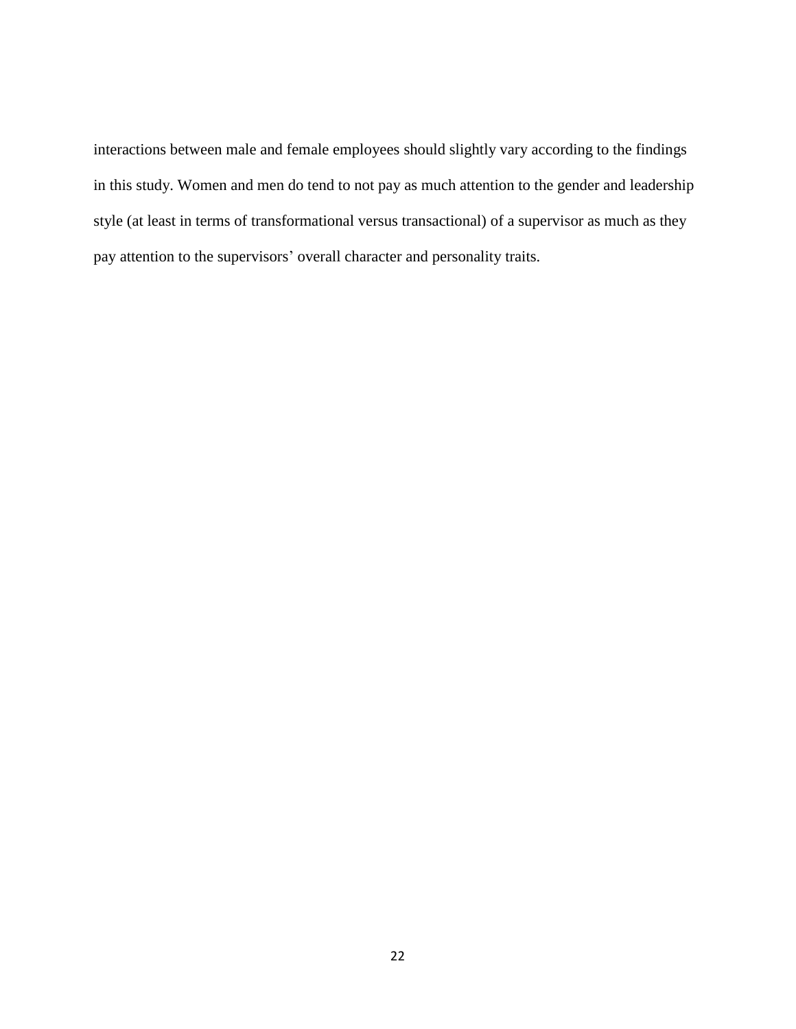interactions between male and female employees should slightly vary according to the findings in this study. Women and men do tend to not pay as much attention to the gender and leadership style (at least in terms of transformational versus transactional) of a supervisor as much as they pay attention to the supervisors' overall character and personality traits.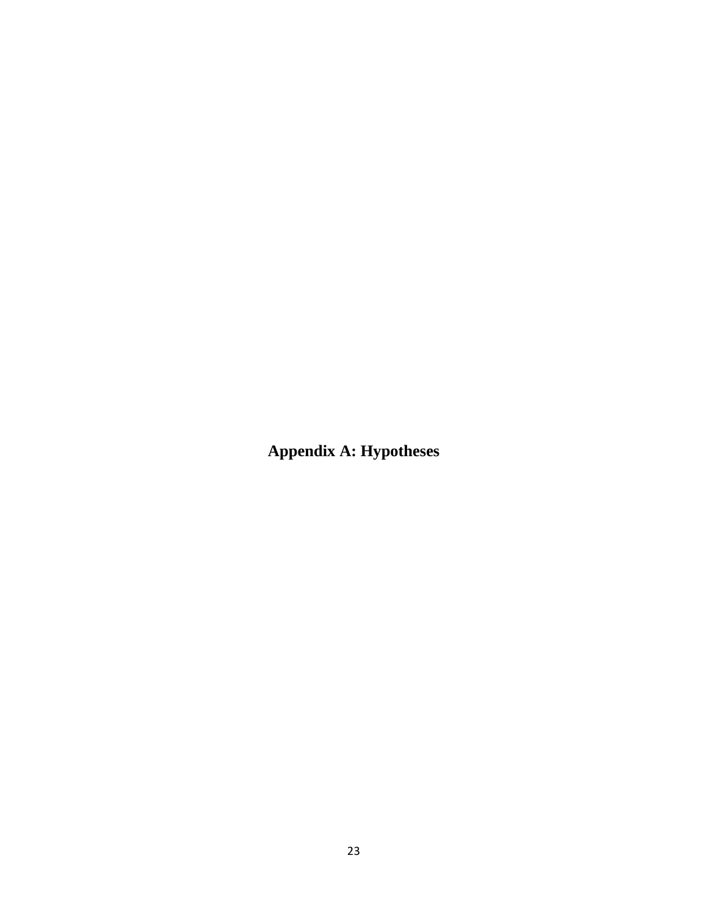# Appendix A: Hypotheses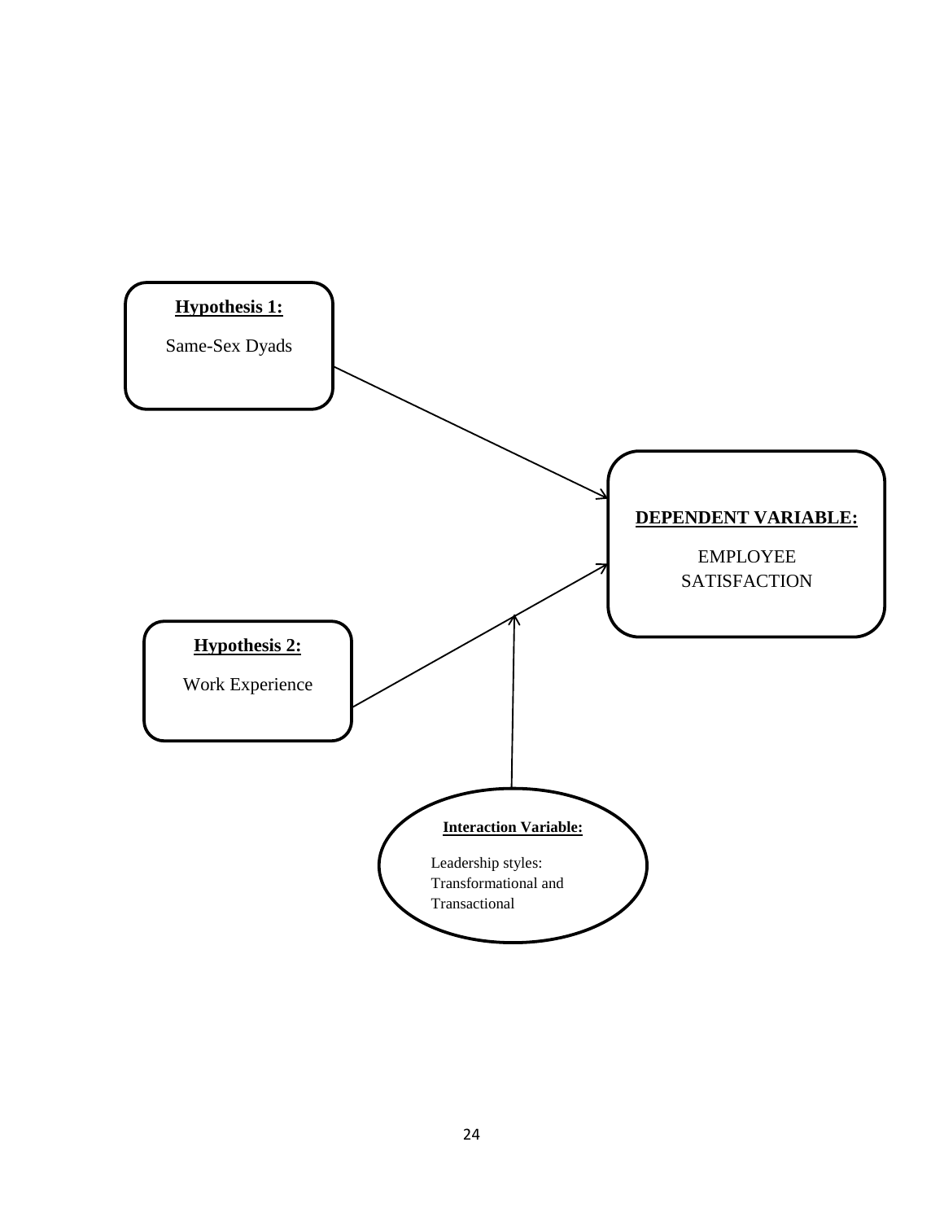**Hypothesis 1:**

Same-Sex Dyads

**DEPENDENT VARIABLE:**

EMPLOYEE SATISFACTION

**Hypothesis 2:**

Work Experience

**Interaction Variable:**

Leadership styles: Transformational and Transactional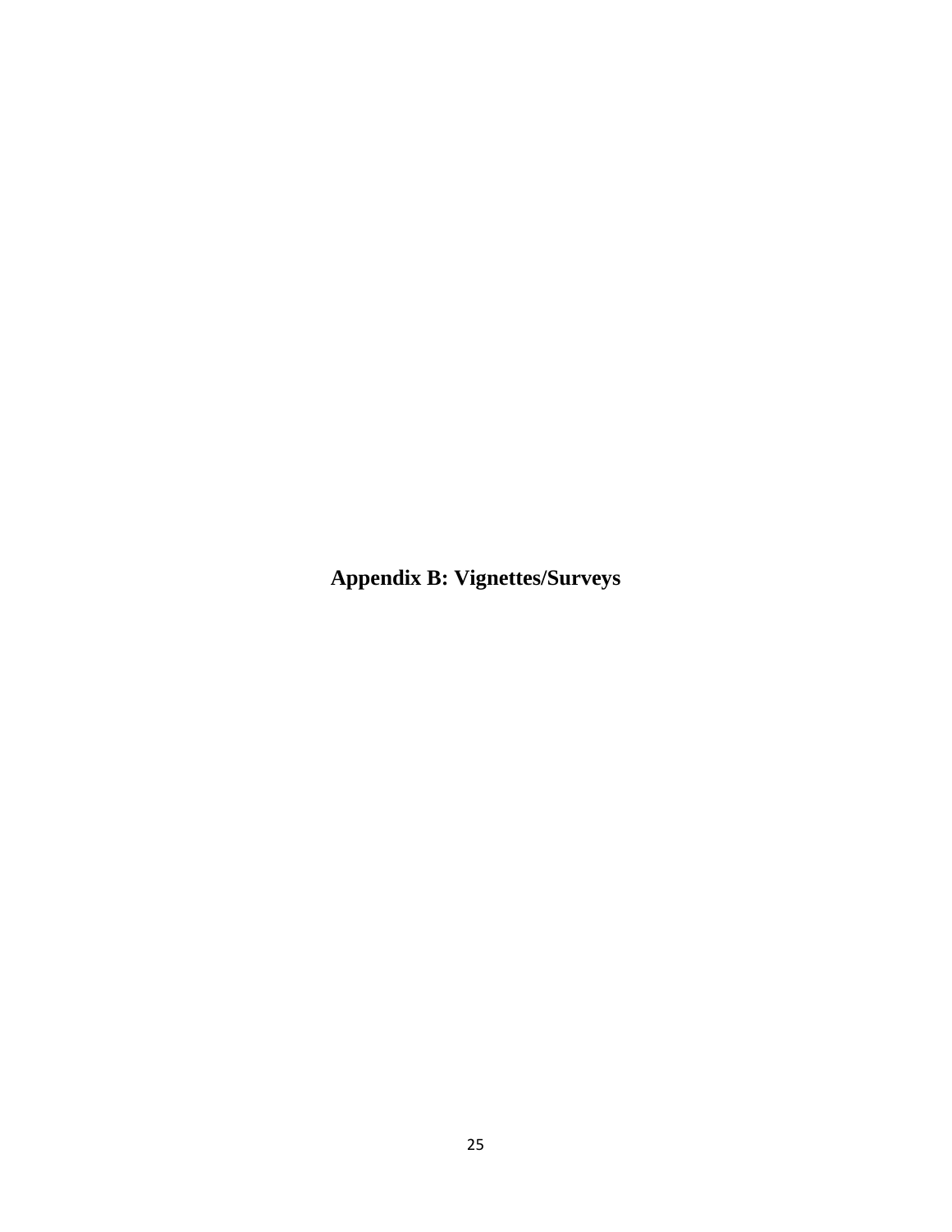# Appendix B: Vignettes/Surveys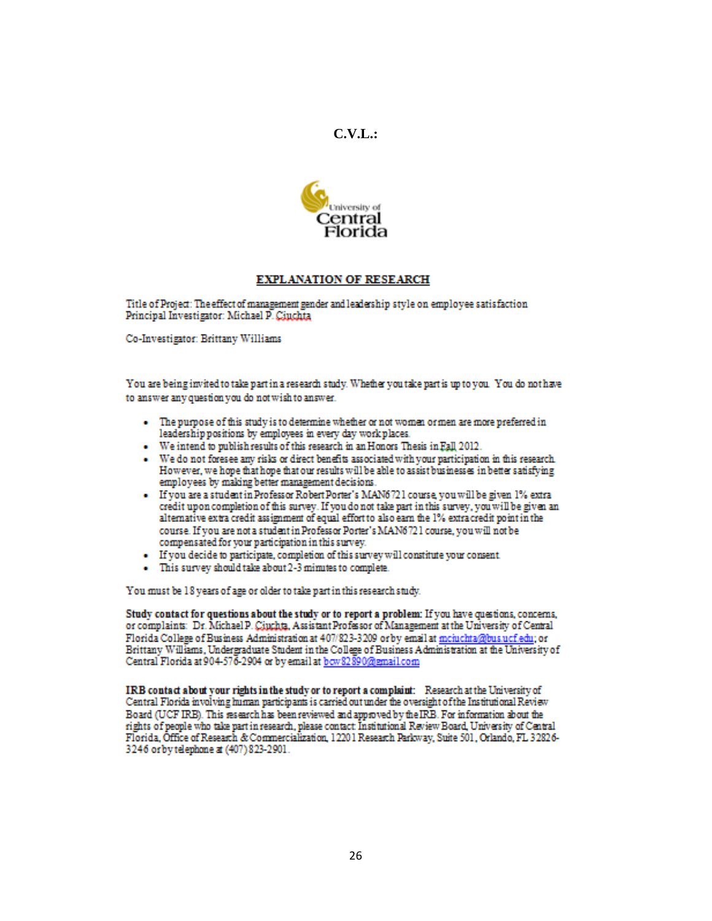**C.V.L.:**

University of Central Florida

**EXPLANATION OF RESEARCH**

Title of Project: The effect of management gender and leadership style on employee satisfaction
Principal Investigator: Michael P. Ciuchta

Co-Investigator: Brittany Williams

You are being invited to take part in a research study. Whether you take part is up to you. You do not have to answer any question you do not wish to answer.

- The purpose of this study is to determine whether or not women or men are more preferred in leadership positions by employees in every day work places.
- We intend to publish results of this research in an Honors Thesis in Fall 2012.
- We do not foresee any risks or direct benefits associated with your participation in this research. However, we hope that hope that our results will be able to assist businesses in better satisfying employees by making better management decisions.
- If you are a student in Professor Robert Porter's MAN6721 course, you will be given 1% extra credit upon completion of this survey. If you do not take part in this survey, you will be given an alternative extra credit assignment of equal effort to also earn the 1% extra credit point in the course. If you are not a student in Professor Porter's MAN6721 course, you will not be compensated for your participation in this survey.
- If you decide to participate, completion of this survey will constitute your consent.
- This survey should take about 2-3 minutes to complete.

You must be 18 years of age or older to take part in this research study.

**Study contact for questions about the study or to report a problem:** If you have questions, concerns, or complaints: Dr. Michael P. Ciuchta, Assistant Professor of Management at the University of Central Florida College of Business Administration at 407/823-3209 or by email at mciuchta@bus.ucf.edu; or Brittany Williams, Undergraduate Student in the College of Business Administration at the University of Central Florida at 904-576-2904 or by email at bcw82890@gmail.com

**IRB contact about your rights in the study or to report a complaint:** Research at the University of Central Florida involving human participants is carried out under the oversight of the Institutional Review Board (UCF IRB). This research has been reviewed and approved by the IRB. For information about the rights of people who take part in research, please contact: Institutional Review Board, University of Central Florida, Office of Research & Commercialization, 12201 Research Parkway, Suite 501, Orlando, FL 32826-3246 or by telephone at (407) 823-2901.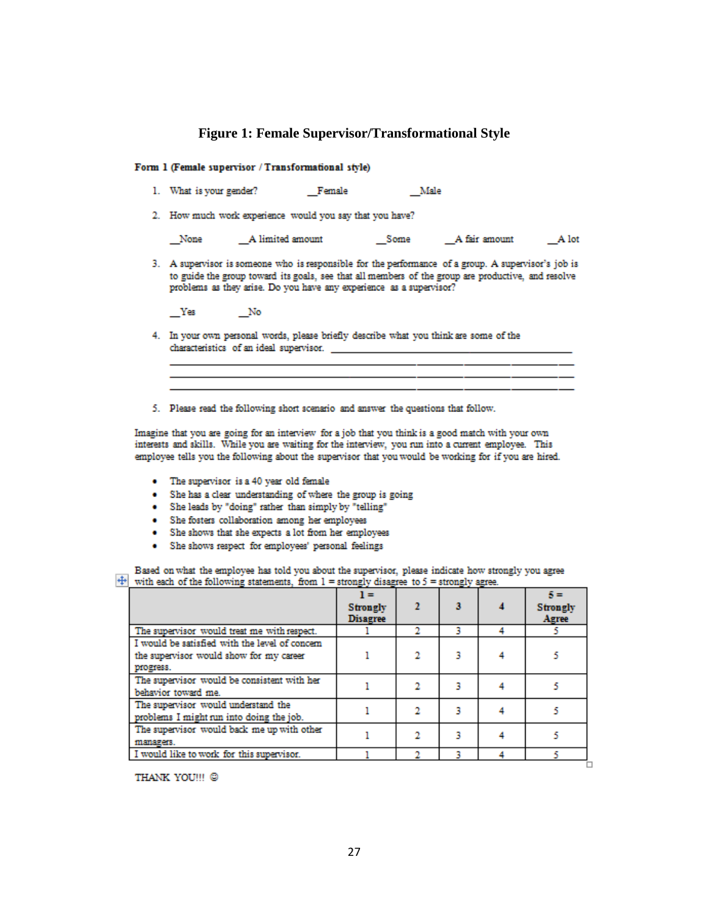## Figure 1: Female Supervisor/Transformational Style

**Form 1 (Female supervisor / Transformational style)**

1. What is your gender? __Female __Male

2. How much work experience would you say that you have?

   __None __A limited amount __Some __A fair amount __A lot

3. A supervisor is someone who is responsible for the performance of a group. A supervisor's job is to guide the group toward its goals, see that all members of the group are productive, and resolve problems as they arise. Do you have any experience as a supervisor?

   __Yes __No

4. In your own personal words, please briefly describe what you think are some of the characteristics of an ideal supervisor. ______________________________________________

   ______________________________________________________________________
   ______________________________________________________________________
   ______________________________________________________________________

5. Please read the following short scenario and answer the questions that follow.

Imagine that you are going for an interview for a job that you think is a good match with your own interests and skills. While you are waiting for the interview, you run into a current employee. This employee tells you the following about the supervisor that you would be working for if you are hired.

- The supervisor is a 40 year old female
- She has a clear understanding of where the group is going
- She leads by "doing" rather than simply by "telling"
- She fosters collaboration among her employees
- She shows that she expects a lot from her employees
- She shows respect for employees' personal feelings

Based on what the employee has told you about the supervisor, please indicate how strongly you agree with each of the following statements, from 1 = strongly disagree to 5 = strongly agree.

| | 1 = Strongly Disagree | 2 | 3 | 4 | 5 = Strongly Agree |
|---|---|---|---|---|---|
| The supervisor would treat me with respect. | 1 | 2 | 3 | 4 | 5 |
| I would be satisfied with the level of concern the supervisor would show for my career progress. | 1 | 2 | 3 | 4 | 5 |
| The supervisor would be consistent with her behavior toward me. | 1 | 2 | 3 | 4 | 5 |
| The supervisor would understand the problems I might run into doing the job. | 1 | 2 | 3 | 4 | 5 |
| The supervisor would back me up with other managers. | 1 | 2 | 3 | 4 | 5 |
| I would like to work for this supervisor. | 1 | 2 | 3 | 4 | 5 |

THANK YOU!!! ☺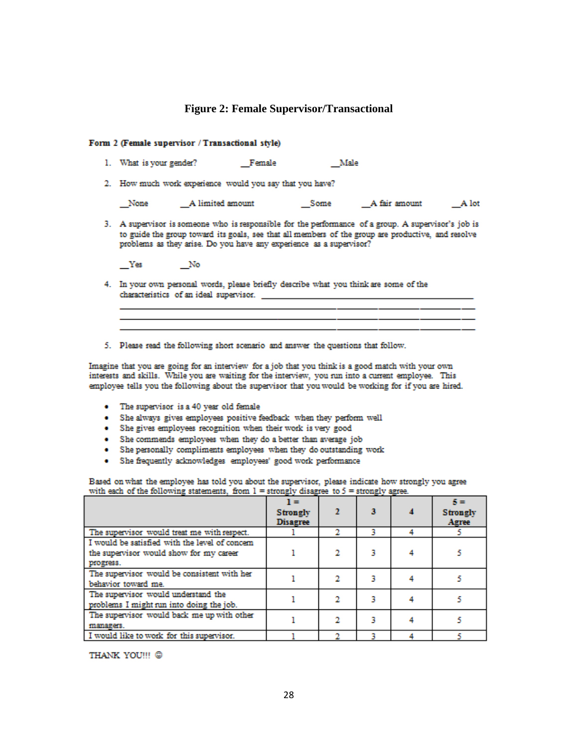**Figure 2: Female Supervisor/Transactional**

**Form 2 (Female supervisor / Transactional style)**

1. What is your gender? __Female __Male

2. How much work experience would you say that you have?

   __None __A limited amount __Some __A fair amount __A lot

3. A supervisor is someone who is responsible for the performance of a group. A supervisor's job is to guide the group toward its goals, see that all members of the group are productive, and resolve problems as they arise. Do you have any experience as a supervisor?

   __Yes __No

4. In your own personal words, please briefly describe what you think are some of the characteristics of an ideal supervisor. ____________________________________________

   ______________________________________________________________________________

   ______________________________________________________________________________

   ______________________________________________________________________________

5. Please read the following short scenario and answer the questions that follow.

Imagine that you are going for an interview for a job that you think is a good match with your own interests and skills. While you are waiting for the interview, you run into a current employee. This employee tells you the following about the supervisor that you would be working for if you are hired.

- The supervisor is a 40 year old female
- She always gives employees positive feedback when they perform well
- She gives employees recognition when their work is very good
- She commends employees when they do a better than average job
- She personally compliments employees when they do outstanding work
- She frequently acknowledges employees' good work performance

Based on what the employee has told you about the supervisor, please indicate how strongly you agree with each of the following statements, from 1 = strongly disagree to 5 = strongly agree.

| | 1 = Strongly Disagree | 2 | 3 | 4 | 5 = Strongly Agree |
|---|---|---|---|---|---|
| The supervisor would treat me with respect. | 1 | 2 | 3 | 4 | 5 |
| I would be satisfied with the level of concern the supervisor would show for my career progress. | 1 | 2 | 3 | 4 | 5 |
| The supervisor would be consistent with her behavior toward me. | 1 | 2 | 3 | 4 | 5 |
| The supervisor would understand the problems I might run into doing the job. | 1 | 2 | 3 | 4 | 5 |
| The supervisor would back me up with other managers. | 1 | 2 | 3 | 4 | 5 |
| I would like to work for this supervisor. | 1 | 2 | 3 | 4 | 5 |

THANK YOU!!! ☺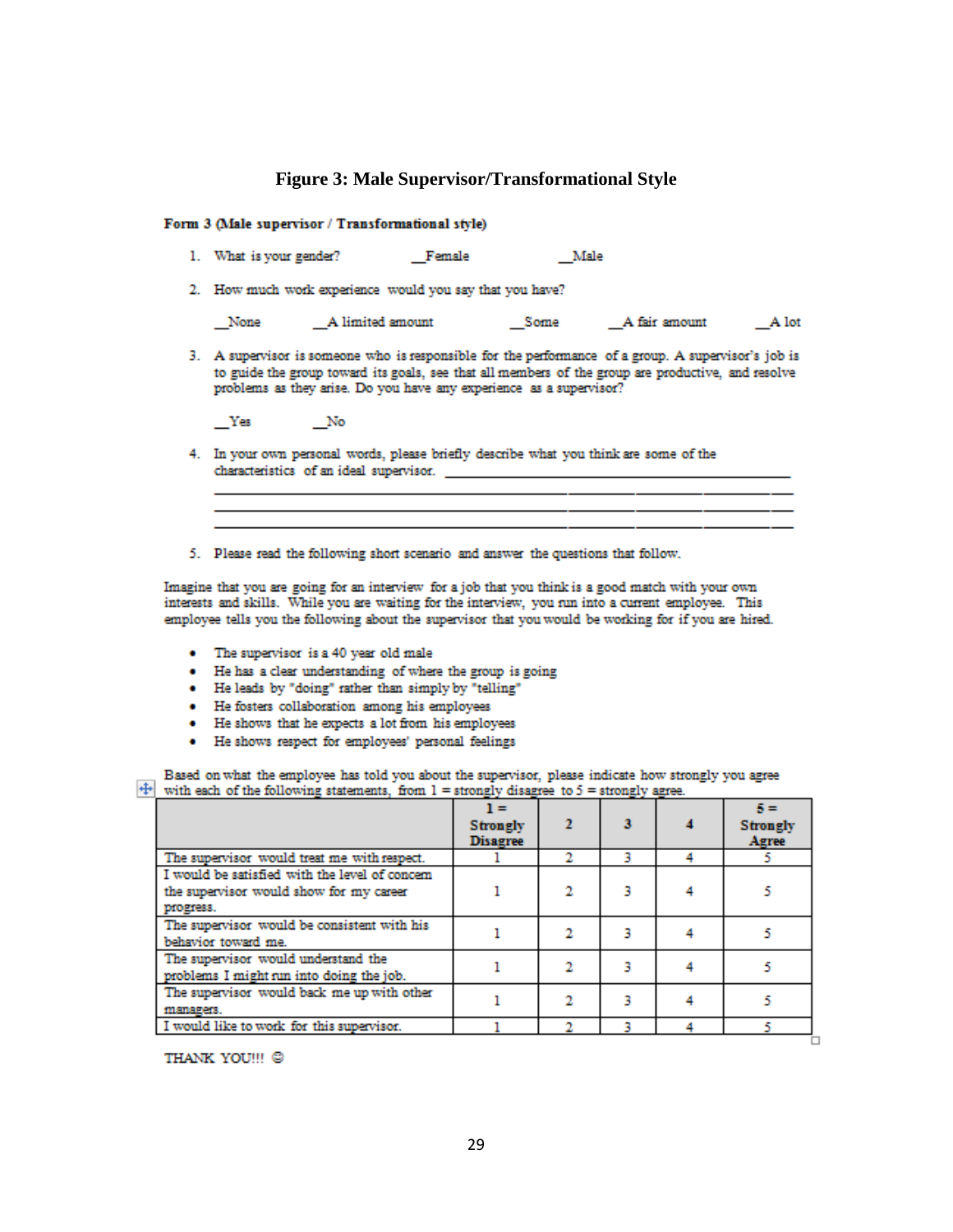# Figure 3: Male Supervisor/Transformational Style

**Form 3 (Male supervisor / Transformational style)**

1. What is your gender? __Female __Male

2. How much work experience would you say that you have?

   __None __A limited amount __Some __A fair amount __A lot

3. A supervisor is someone who is responsible for the performance of a group. A supervisor's job is to guide the group toward its goals, see that all members of the group are productive, and resolve problems as they arise. Do you have any experience as a supervisor?

   __Yes __No

4. In your own personal words, please briefly describe what you think are some of the characteristics of an ideal supervisor. ________________________________________
   ________________________________________________________________________
   ________________________________________________________________________
   ________________________________________________________________________

5. Please read the following short scenario and answer the questions that follow.

Imagine that you are going for an interview for a job that you think is a good match with your own interests and skills. While you are waiting for the interview, you run into a current employee. This employee tells you the following about the supervisor that you would be working for if you are hired.

- The supervisor is a 40 year old male
- He has a clear understanding of where the group is going
- He leads by "doing" rather than simply by "telling"
- He fosters collaboration among his employees
- He shows that he expects a lot from his employees
- He shows respect for employees' personal feelings

Based on what the employee has told you about the supervisor, please indicate how strongly you agree with each of the following statements, from 1 = strongly disagree to 5 = strongly agree.

| | 1 = Strongly Disagree | 2 | 3 | 4 | 5 = Strongly Agree |
|---|---|---|---|---|---|
| The supervisor would treat me with respect. | 1 | 2 | 3 | 4 | 5 |
| I would be satisfied with the level of concern the supervisor would show for my career progress. | 1 | 2 | 3 | 4 | 5 |
| The supervisor would be consistent with his behavior toward me. | 1 | 2 | 3 | 4 | 5 |
| The supervisor would understand the problems I might run into doing the job. | 1 | 2 | 3 | 4 | 5 |
| The supervisor would back me up with other managers. | 1 | 2 | 3 | 4 | 5 |
| I would like to work for this supervisor. | 1 | 2 | 3 | 4 | 5 |

THANK YOU!!! ☺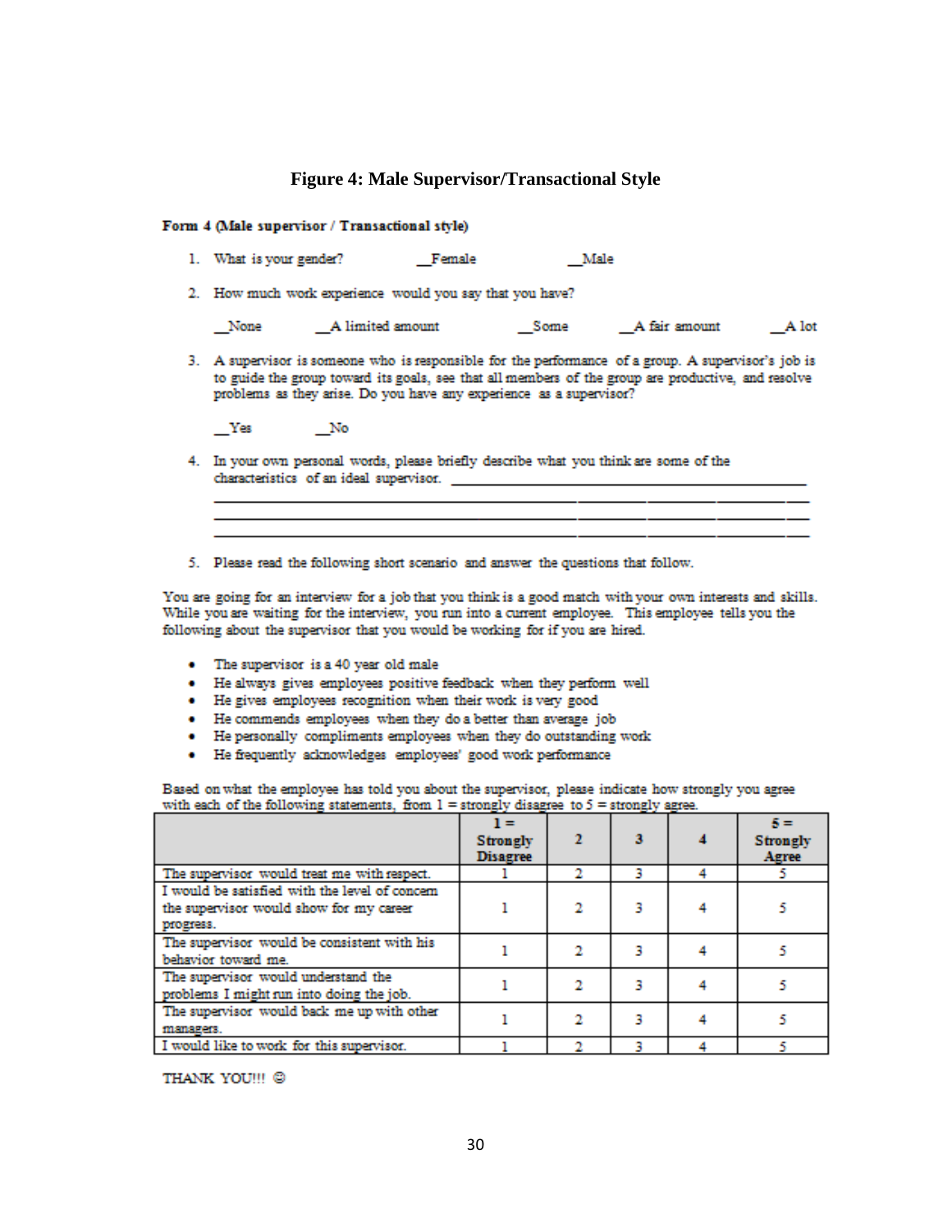**Figure 4: Male Supervisor/Transactional Style**

**Form 4 (Male supervisor / Transactional style)**

1. What is your gender? __Female __Male

2. How much work experience would you say that you have?

   __None __A limited amount __Some __A fair amount __A lot

3. A supervisor is someone who is responsible for the performance of a group. A supervisor's job is to guide the group toward its goals, see that all members of the group are productive, and resolve problems as they arise. Do you have any experience as a supervisor?

   __Yes __No

4. In your own personal words, please briefly describe what you think are some of the characteristics of an ideal supervisor. ____________________________________________
   ________________________________________________________________________________
   ________________________________________________________________________________
   ________________________________________________________________________________

5. Please read the following short scenario and answer the questions that follow.

You are going for an interview for a job that you think is a good match with your own interests and skills. While you are waiting for the interview, you run into a current employee. This employee tells you the following about the supervisor that you would be working for if you are hired.

- The supervisor is a 40 year old male
- He always gives employees positive feedback when they perform well
- He gives employees recognition when their work is very good
- He commends employees when they do a better than average job
- He personally compliments employees when they do outstanding work
- He frequently acknowledges employees' good work performance

Based on what the employee has told you about the supervisor, please indicate how strongly you agree with each of the following statements, from 1 = strongly disagree to 5 = strongly agree.

| | 1 = **Strongly Disagree** | **2** | **3** | **4** | 5 = **Strongly Agree** |
|---|---|---|---|---|---|
| The supervisor would treat me with respect. | 1 | 2 | 3 | 4 | 5 |
| I would be satisfied with the level of concern the supervisor would show for my career progress. | 1 | 2 | 3 | 4 | 5 |
| The supervisor would be consistent with his behavior toward me. | 1 | 2 | 3 | 4 | 5 |
| The supervisor would understand the problems I might run into doing the job. | 1 | 2 | 3 | 4 | 5 |
| The supervisor would back me up with other managers. | 1 | 2 | 3 | 4 | 5 |
| I would like to work for this supervisor. | 1 | 2 | 3 | 4 | 5 |

THANK YOU!!! ☺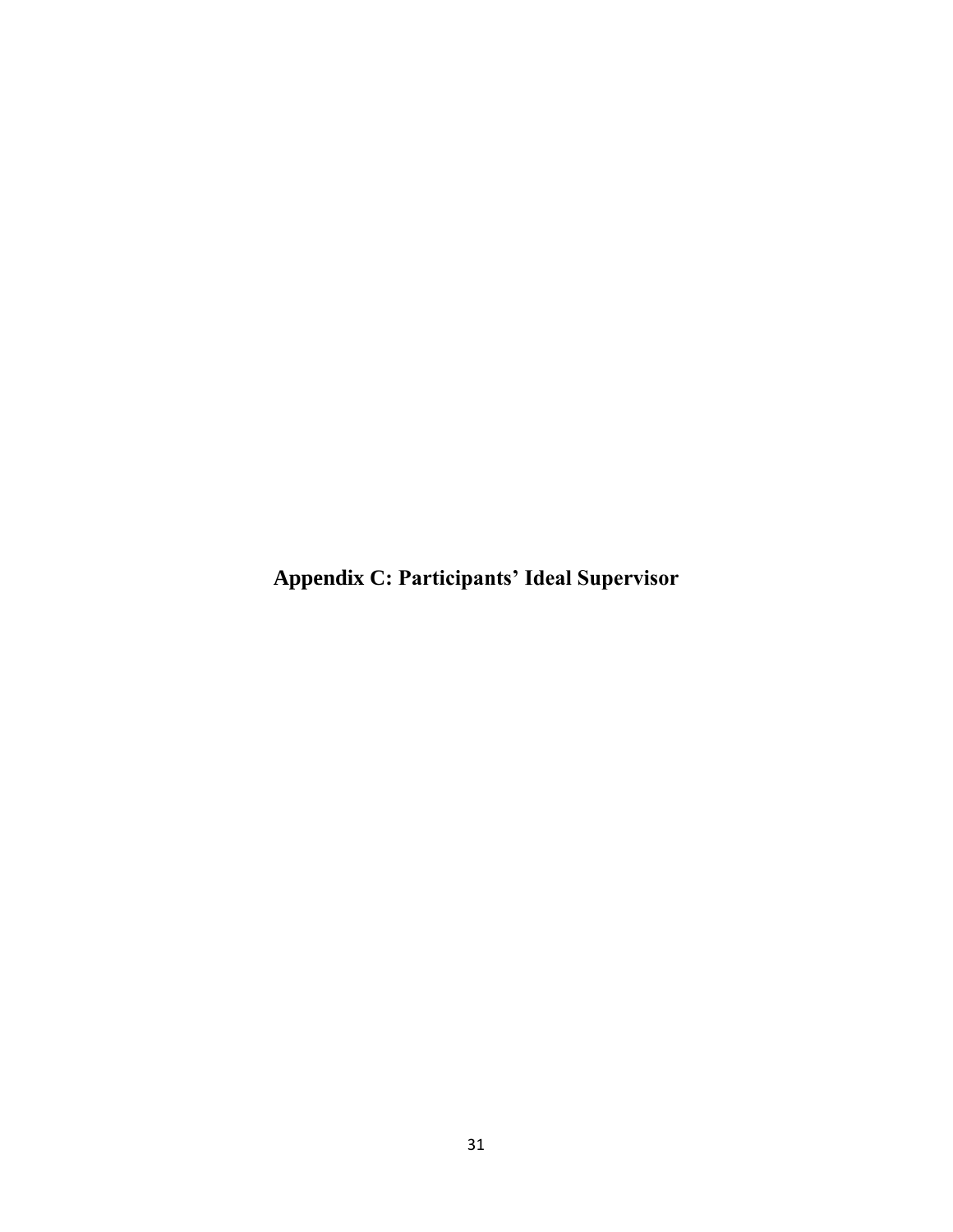# Appendix C: Participants' Ideal Supervisor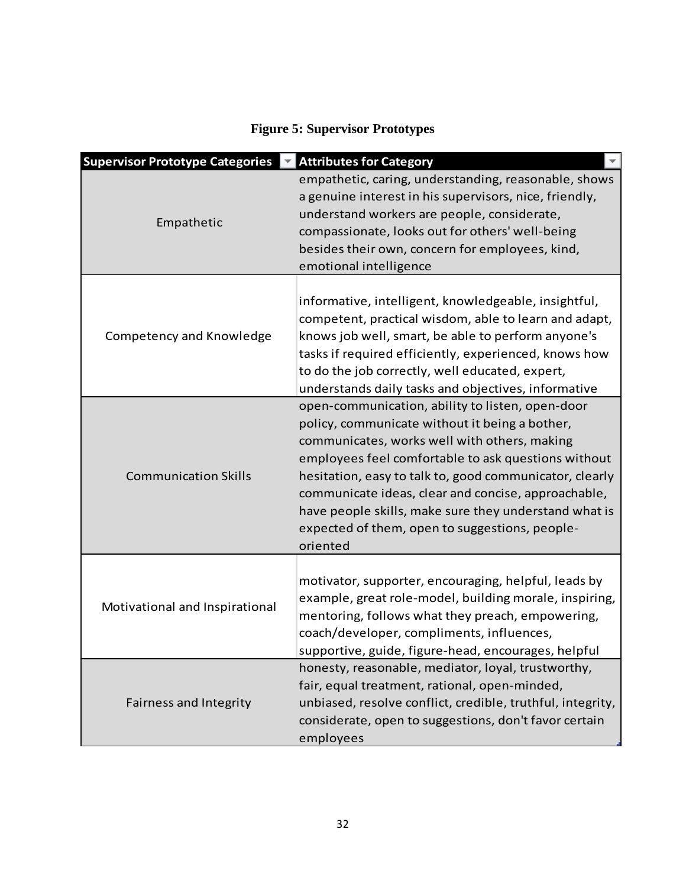**Figure 5: Supervisor Prototypes**

| Supervisor Prototype Categories | Attributes for Category |
| --- | --- |
| Empathetic | empathetic, caring, understanding, reasonable, shows a genuine interest in his supervisors, nice, friendly, understand workers are people, considerate, compassionate, looks out for others' well-being besides their own, concern for employees, kind, emotional intelligence |
| Competency and Knowledge | informative, intelligent, knowledgeable, insightful, competent, practical wisdom, able to learn and adapt, knows job well, smart, be able to perform anyone's tasks if required efficiently, experienced, knows how to do the job correctly, well educated, expert, understands daily tasks and objectives, informative |
| Communication Skills | open-communication, ability to listen, open-door policy, communicate without it being a bother, communicates, works well with others, making employees feel comfortable to ask questions without hesitation, easy to talk to, good communicator, clearly communicate ideas, clear and concise, approachable, have people skills, make sure they understand what is expected of them, open to suggestions, people-oriented |
| Motivational and Inspirational | motivator, supporter, encouraging, helpful, leads by example, great role-model, building morale, inspiring, mentoring, follows what they preach, empowering, coach/developer, compliments, influences, supportive, guide, figure-head, encourages, helpful |
| Fairness and Integrity | honesty, reasonable, mediator, loyal, trustworthy, fair, equal treatment, rational, open-minded, unbiased, resolve conflict, credible, truthful, integrity, considerate, open to suggestions, don't favor certain employees |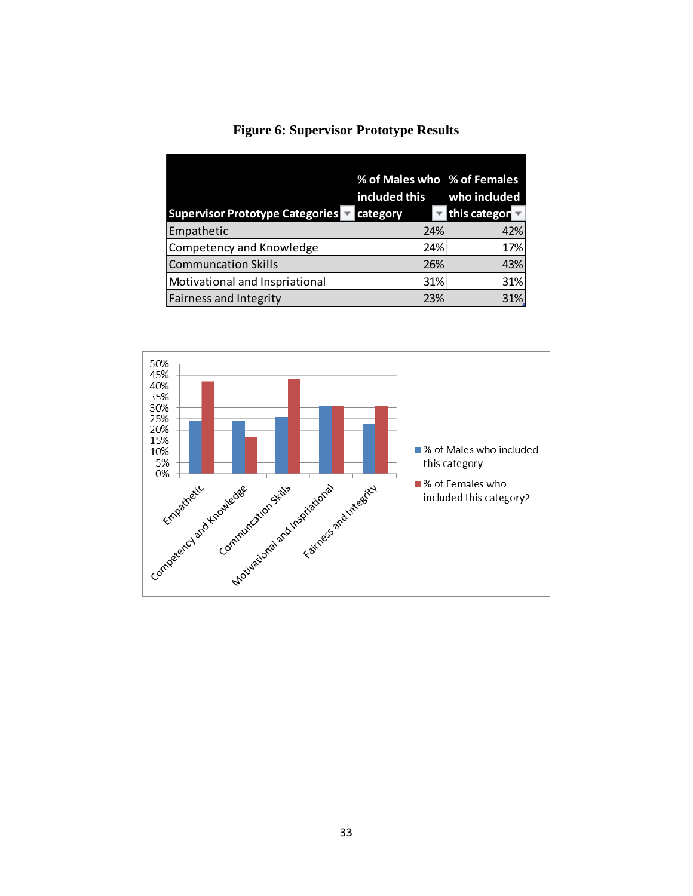**Figure 6: Supervisor Prototype Results**

| Supervisor Prototype Categories | % of Males who included this category | % of Females who included this categor |
|---|---|---|
| Empathetic | 24% | 42% |
| Competency and Knowledge | 24% | 17% |
| Communcation Skills | 26% | 43% |
| Motivational and Inspriational | 31% | 31% |
| Fairness and Integrity | 23% | 31% |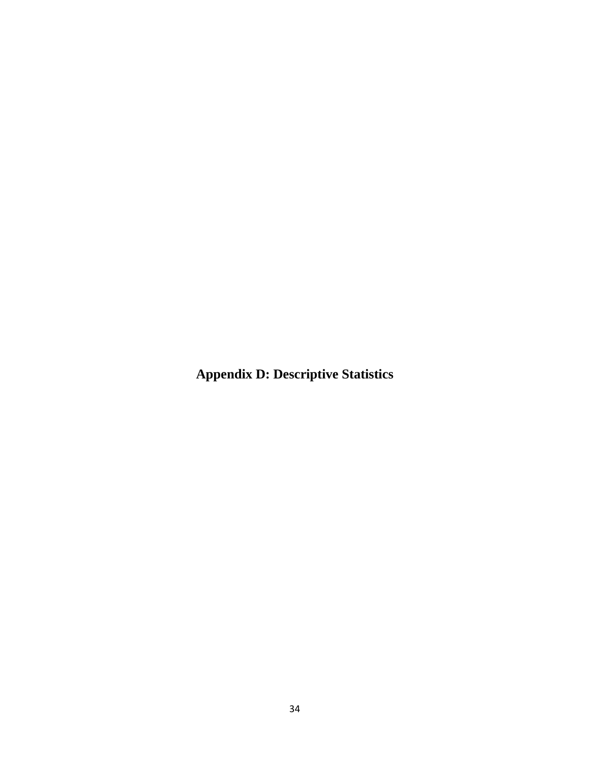# Appendix D: Descriptive Statistics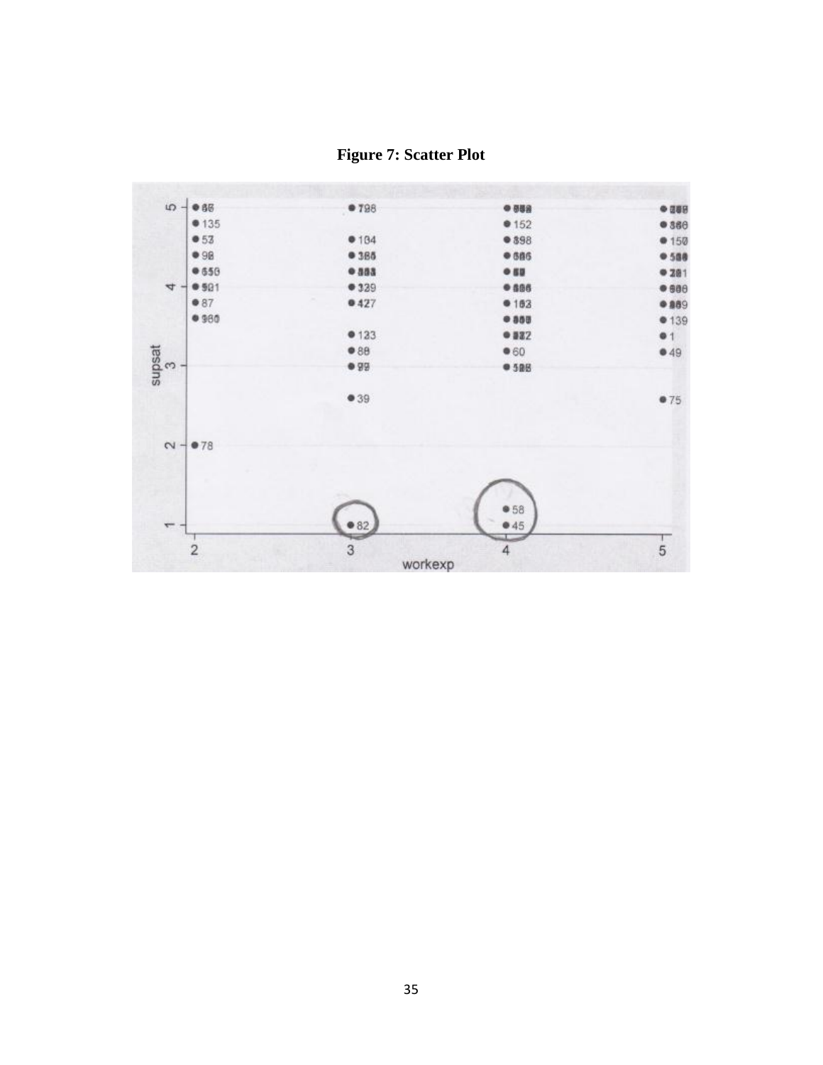**Figure 7: Scatter Plot**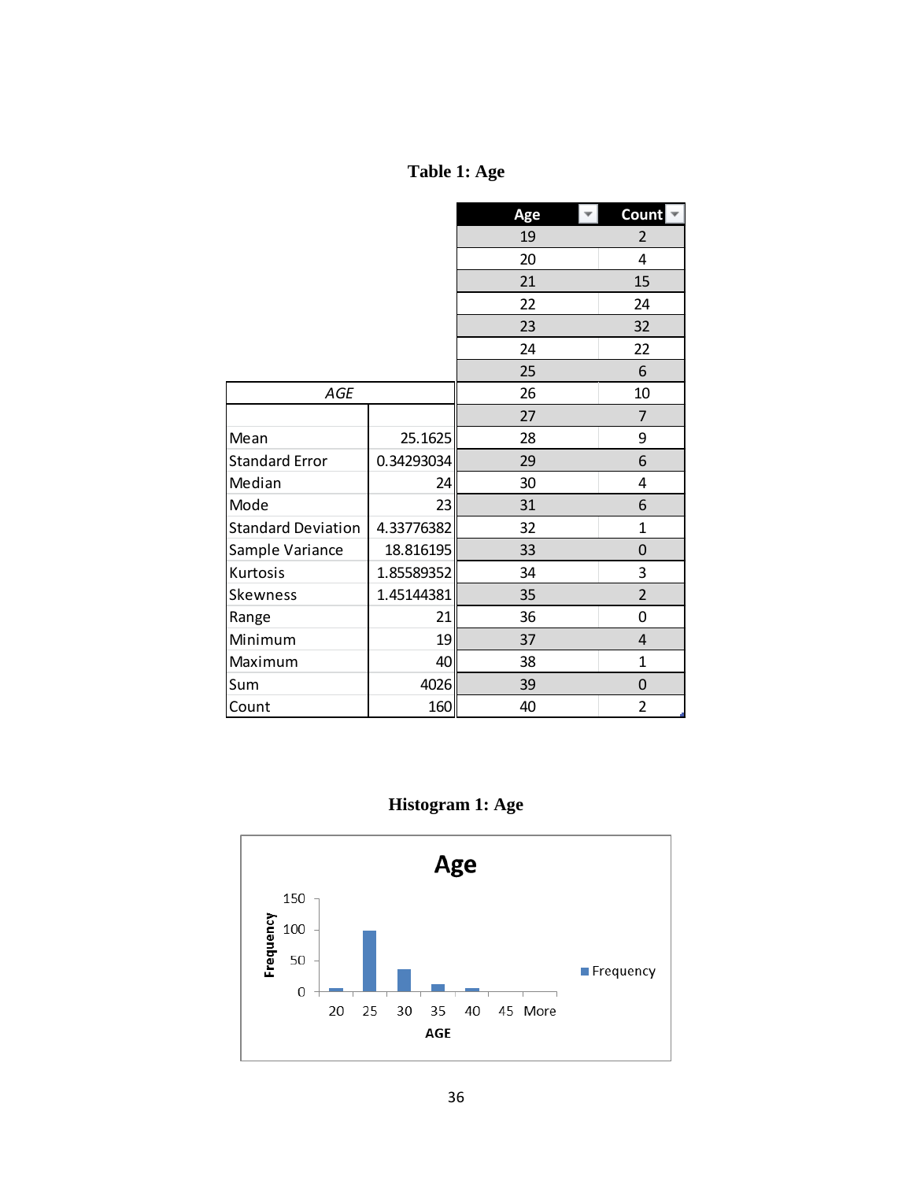**Table 1: Age**

| Age | Count |
|---|---|
| 19 | 2 |
| 20 | 4 |
| 21 | 15 |
| 22 | 24 |
| 23 | 32 |
| 24 | 22 |
| 25 | 6 |
| 26 | 10 |
| 27 | 7 |
| 28 | 9 |
| 29 | 6 |
| 30 | 4 |
| 31 | 6 |
| 32 | 1 |
| 33 | 0 |
| 34 | 3 |
| 35 | 2 |
| 36 | 0 |
| 37 | 4 |
| 38 | 1 |
| 39 | 0 |
| 40 | 2 |

| *AGE* | |
|---|---|
| Mean | 25.1625 |
| Standard Error | 0.34293034 |
| Median | 24 |
| Mode | 23 |
| Standard Deviation | 4.33776382 |
| Sample Variance | 18.816195 |
| Kurtosis | 1.85589352 |
| Skewness | 1.45144381 |
| Range | 21 |
| Minimum | 19 |
| Maximum | 40 |
| Sum | 4026 |
| Count | 160 |

**Histogram 1: Age**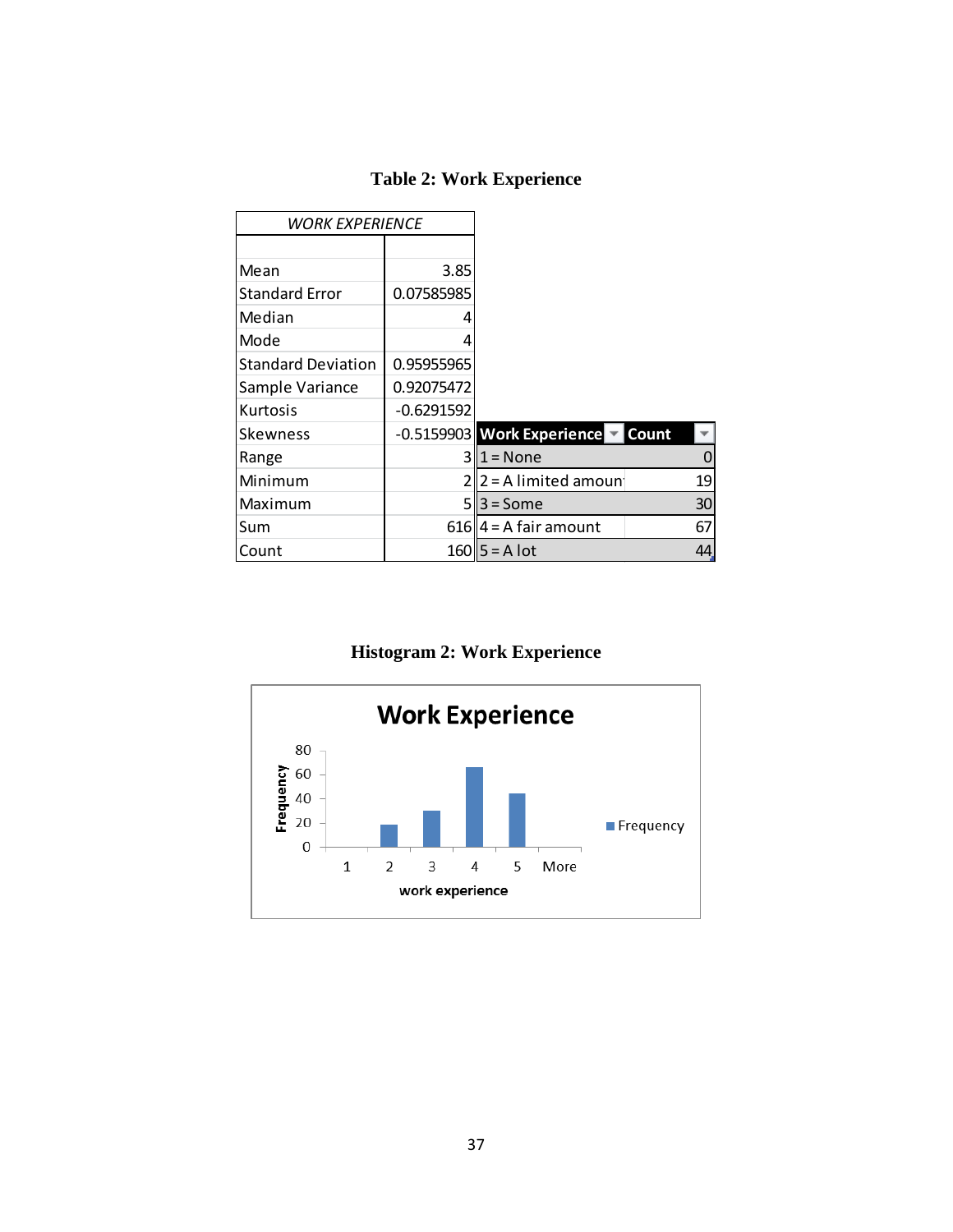**Table 2: Work Experience**

| *WORK EXPERIENCE* | |
|---|---|
| | |
| Mean | 3.85 |
| Standard Error | 0.07585985 |
| Median | 4 |
| Mode | 4 |
| Standard Deviation | 0.95955965 |
| Sample Variance | 0.92075472 |
| Kurtosis | -0.6291592 |
| Skewness | -0.5159903 |
| Range | 3 |
| Minimum | 2 |
| Maximum | 5 |
| Sum | 616 |
| Count | 160 |

| Work Experience | Count |
|---|---|
| 1 = None | 0 |
| 2 = A limited amoun | 19 |
| 3 = Some | 30 |
| 4 = A fair amount | 67 |
| 5 = A lot | 44 |

**Histogram 2: Work Experience**

Work Experience

| work experience | Frequency |
|---|---|
| 1 | 0 |
| 2 | 19 |
| 3 | 30 |
| 4 | 67 |
| 5 | 44 |
| More | 0 |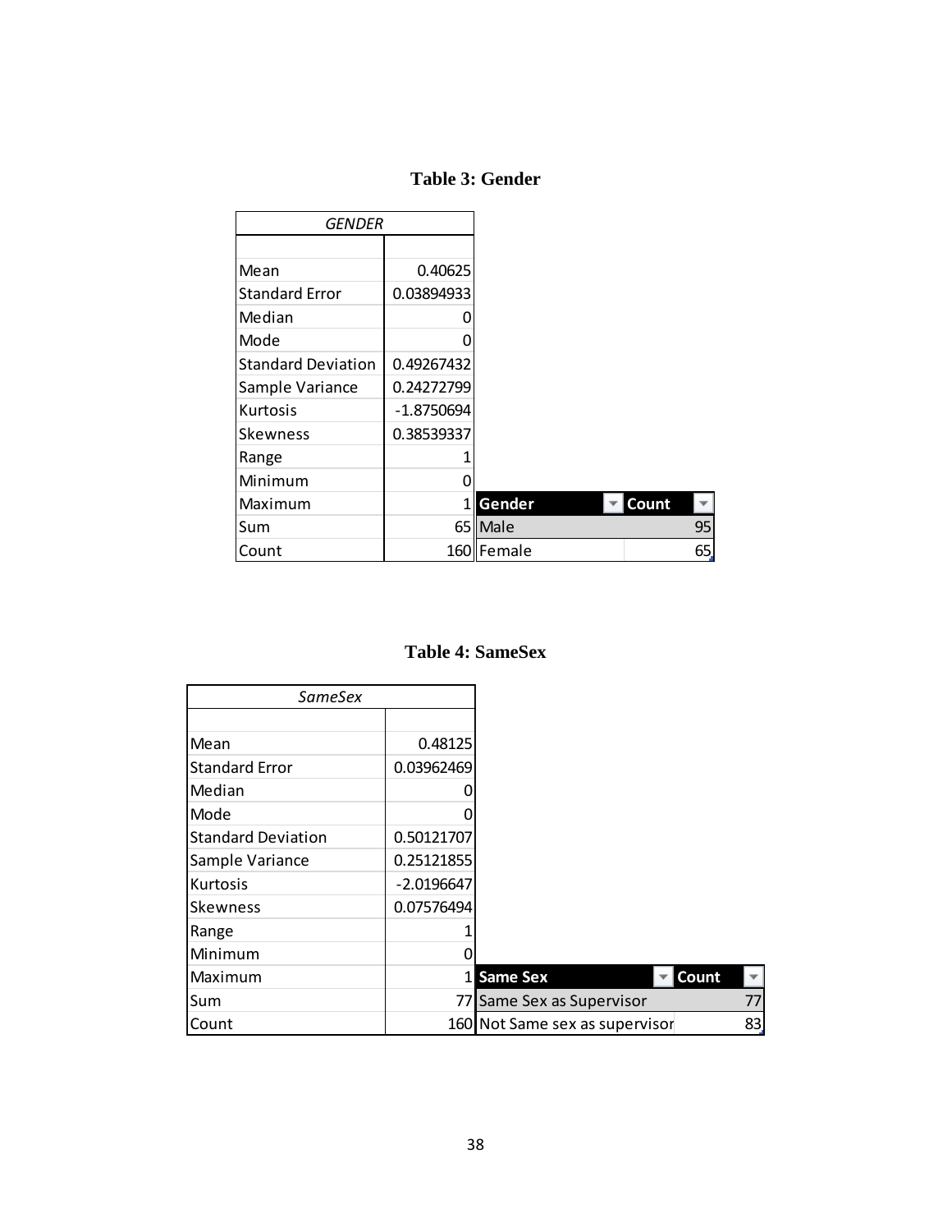**Table 3: Gender**

| *GENDER* | |
|---|---|
| | |
| Mean | 0.40625 |
| Standard Error | 0.03894933 |
| Median | 0 |
| Mode | 0 |
| Standard Deviation | 0.49267432 |
| Sample Variance | 0.24272799 |
| Kurtosis | -1.8750694 |
| Skewness | 0.38539337 |
| Range | 1 |
| Minimum | 0 |
| Maximum | 1 |
| Sum | 65 |
| Count | 160 |

| Gender | Count |
|---|---|
| Male | 95 |
| Female | 65 |

**Table 4: SameSex**

| *SameSex* | |
|---|---|
| | |
| Mean | 0.48125 |
| Standard Error | 0.03962469 |
| Median | 0 |
| Mode | 0 |
| Standard Deviation | 0.50121707 |
| Sample Variance | 0.25121855 |
| Kurtosis | -2.0196647 |
| Skewness | 0.07576494 |
| Range | 1 |
| Minimum | 0 |
| Maximum | 1 |
| Sum | 77 |
| Count | 160 |

| Same Sex | Count |
|---|---|
| Same Sex as Supervisor | 77 |
| Not Same sex as supervisor | 83 |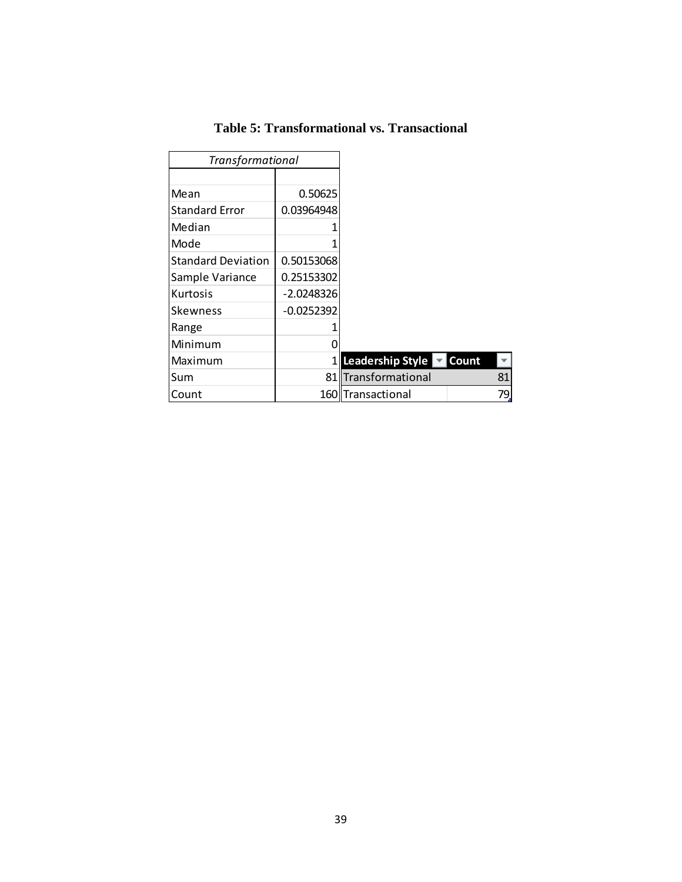**Table 5: Transformational vs. Transactional**

| *Transformational* | |
|---|---|
| | |
| Mean | 0.50625 |
| Standard Error | 0.03964948 |
| Median | 1 |
| Mode | 1 |
| Standard Deviation | 0.50153068 |
| Sample Variance | 0.25153302 |
| Kurtosis | -2.0248326 |
| Skewness | -0.0252392 |
| Range | 1 |
| Minimum | 0 |
| Maximum | 1 |
| Sum | 81 |
| Count | 160 |

| Leadership Style | Count |
|---|---|
| Transformational | 81 |
| Transactional | 79 |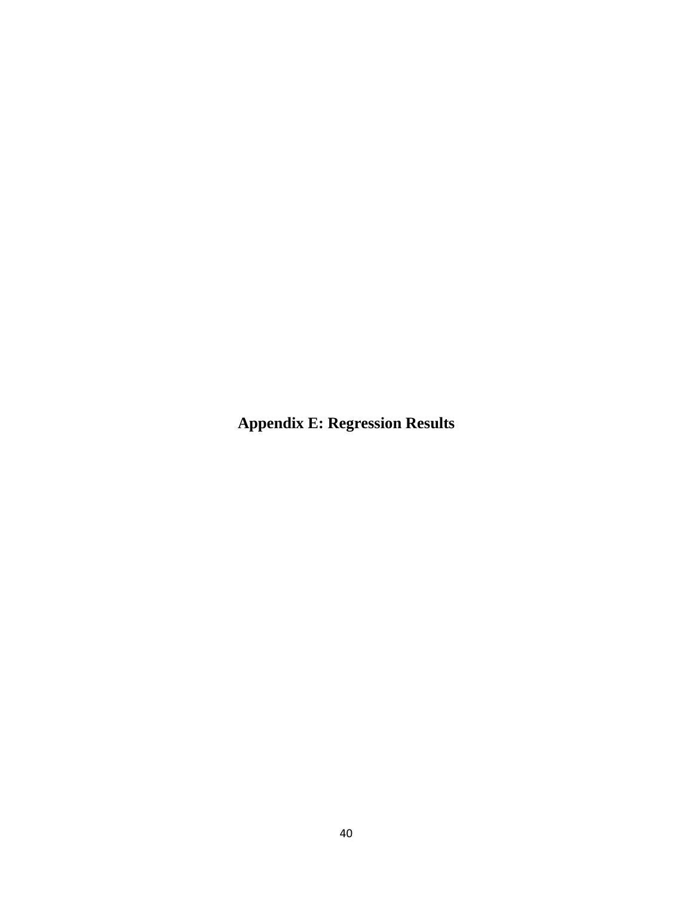# Appendix E: Regression Results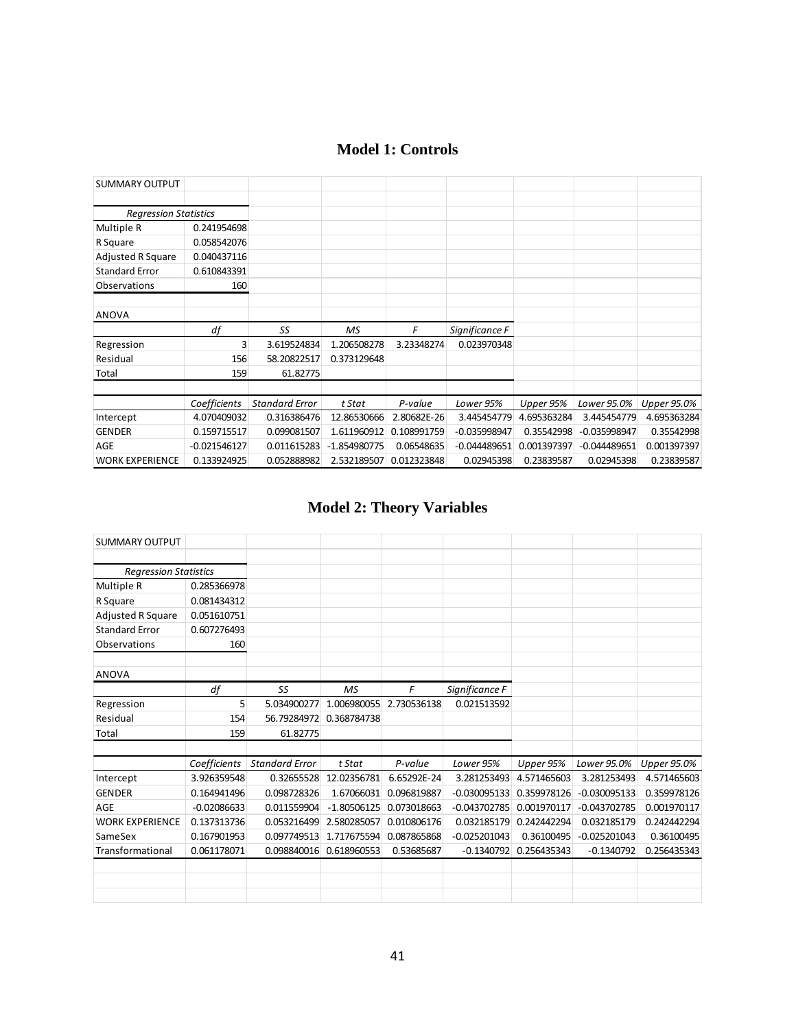## Model 1: Controls

SUMMARY OUTPUT

| *Regression Statistics* | |
|---|---|
| Multiple R | 0.241954698 |
| R Square | 0.058542076 |
| Adjusted R Square | 0.040437116 |
| Standard Error | 0.610843391 |
| Observations | 160 |

ANOVA

| | *df* | *SS* | *MS* | *F* | *Significance F* |
|---|---|---|---|---|---|
| Regression | 3 | 3.619524834 | 1.206508278 | 3.23348274 | 0.023970348 |
| Residual | 156 | 58.20822517 | 0.373129648 | | |
| Total | 159 | 61.82775 | | | |

| | *Coefficients* | *Standard Error* | *t Stat* | *P-value* | *Lower 95%* | *Upper 95%* | *Lower 95.0%* | *Upper 95.0%* |
|---|---|---|---|---|---|---|---|---|
| Intercept | 4.070409032 | 0.316386476 | 12.86530666 | 2.80682E-26 | 3.445454779 | 4.695363284 | 3.445454779 | 4.695363284 |
| GENDER | 0.159715517 | 0.099081507 | 1.611960912 | 0.108991759 | -0.035998947 | 0.35542998 | -0.035998947 | 0.35542998 |
| AGE | -0.021546127 | 0.011615283 | -1.854980775 | 0.06548635 | -0.044489651 | 0.001397397 | -0.044489651 | 0.001397397 |
| WORK EXPERIENCE | 0.133924925 | 0.052888982 | 2.532189507 | 0.012323848 | 0.02945398 | 0.23839587 | 0.02945398 | 0.23839587 |

## Model 2: Theory Variables

SUMMARY OUTPUT

| *Regression Statistics* | |
|---|---|
| Multiple R | 0.285366978 |
| R Square | 0.081434312 |
| Adjusted R Square | 0.051610751 |
| Standard Error | 0.607276493 |
| Observations | 160 |

ANOVA

| | *df* | *SS* | *MS* | *F* | *Significance F* |
|---|---|---|---|---|---|
| Regression | 5 | 5.034900277 | 1.006980055 | 2.730536138 | 0.021513592 |
| Residual | 154 | 56.79284972 | 0.368784738 | | |
| Total | 159 | 61.82775 | | | |

| | *Coefficients* | *Standard Error* | *t Stat* | *P-value* | *Lower 95%* | *Upper 95%* | *Lower 95.0%* | *Upper 95.0%* |
|---|---|---|---|---|---|---|---|---|
| Intercept | 3.926359548 | 0.32655528 | 12.02356781 | 6.65292E-24 | 3.281253493 | 4.571465603 | 3.281253493 | 4.571465603 |
| GENDER | 0.164941496 | 0.098728326 | 1.67066031 | 0.096819887 | -0.030095133 | 0.359978126 | -0.030095133 | 0.359978126 |
| AGE | -0.02086633 | 0.011559904 | -1.80506125 | 0.073018663 | -0.043702785 | 0.001970117 | -0.043702785 | 0.001970117 |
| WORK EXPERIENCE | 0.137313736 | 0.053216499 | 2.580285057 | 0.010806176 | 0.032185179 | 0.242442294 | 0.032185179 | 0.242442294 |
| SameSex | 0.167901953 | 0.097749513 | 1.717675594 | 0.087865868 | -0.025201043 | 0.36100495 | -0.025201043 | 0.36100495 |
| Transformational | 0.061178071 | 0.098840016 | 0.618960553 | 0.53685687 | -0.1340792 | 0.256435343 | -0.1340792 | 0.256435343 |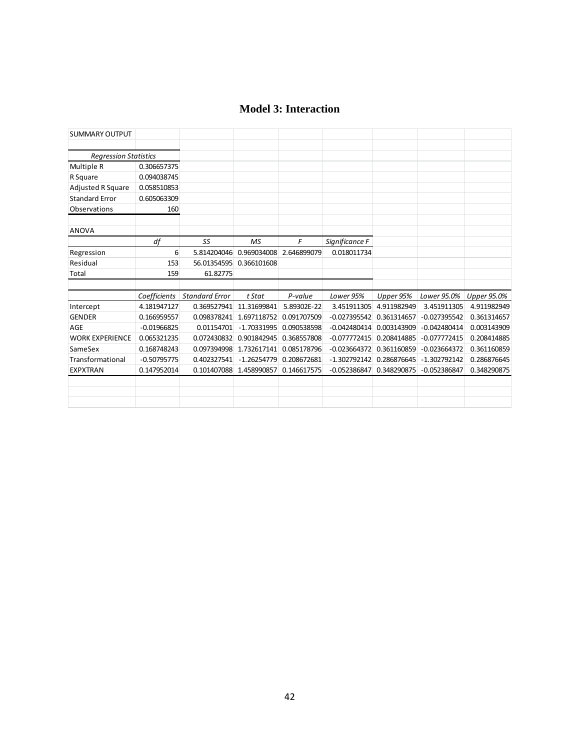## Model 3: Interaction

SUMMARY OUTPUT

| *Regression Statistics* | |
|---|---|
| Multiple R | 0.306657375 |
| R Square | 0.094038745 |
| Adjusted R Square | 0.058510853 |
| Standard Error | 0.605063309 |
| Observations | 160 |

ANOVA

| | *df* | *SS* | *MS* | *F* | *Significance F* |
|---|---|---|---|---|---|
| Regression | 6 | 5.814204046 | 0.969034008 | 2.646899079 | 0.018011734 |
| Residual | 153 | 56.01354595 | 0.366101608 | | |
| Total | 159 | 61.82775 | | | |

| | *Coefficients* | *Standard Error* | *t Stat* | *P-value* | *Lower 95%* | *Upper 95%* | *Lower 95.0%* | *Upper 95.0%* |
|---|---|---|---|---|---|---|---|---|
| Intercept | 4.181947127 | 0.369527941 | 11.31699841 | 5.89302E-22 | 3.451911305 | 4.911982949 | 3.451911305 | 4.911982949 |
| GENDER | 0.166959557 | 0.098378241 | 1.697118752 | 0.091707509 | -0.027395542 | 0.361314657 | -0.027395542 | 0.361314657 |
| AGE | -0.01966825 | 0.01154701 | -1.70331995 | 0.090538598 | -0.042480414 | 0.003143909 | -0.042480414 | 0.003143909 |
| WORK EXPERIENCE | 0.065321235 | 0.072430832 | 0.901842945 | 0.368557808 | -0.077772415 | 0.208414885 | -0.077772415 | 0.208414885 |
| SameSex | 0.168748243 | 0.097394998 | 1.732617141 | 0.085178796 | -0.023664372 | 0.361160859 | -0.023664372 | 0.361160859 |
| Transformational | -0.50795775 | 0.402327541 | -1.26254779 | 0.208672681 | -1.302792142 | 0.286876645 | -1.302792142 | 0.286876645 |
| EXPXTRAN | 0.147952014 | 0.101407088 | 1.458990857 | 0.146617575 | -0.052386847 | 0.348290875 | -0.052386847 | 0.348290875 |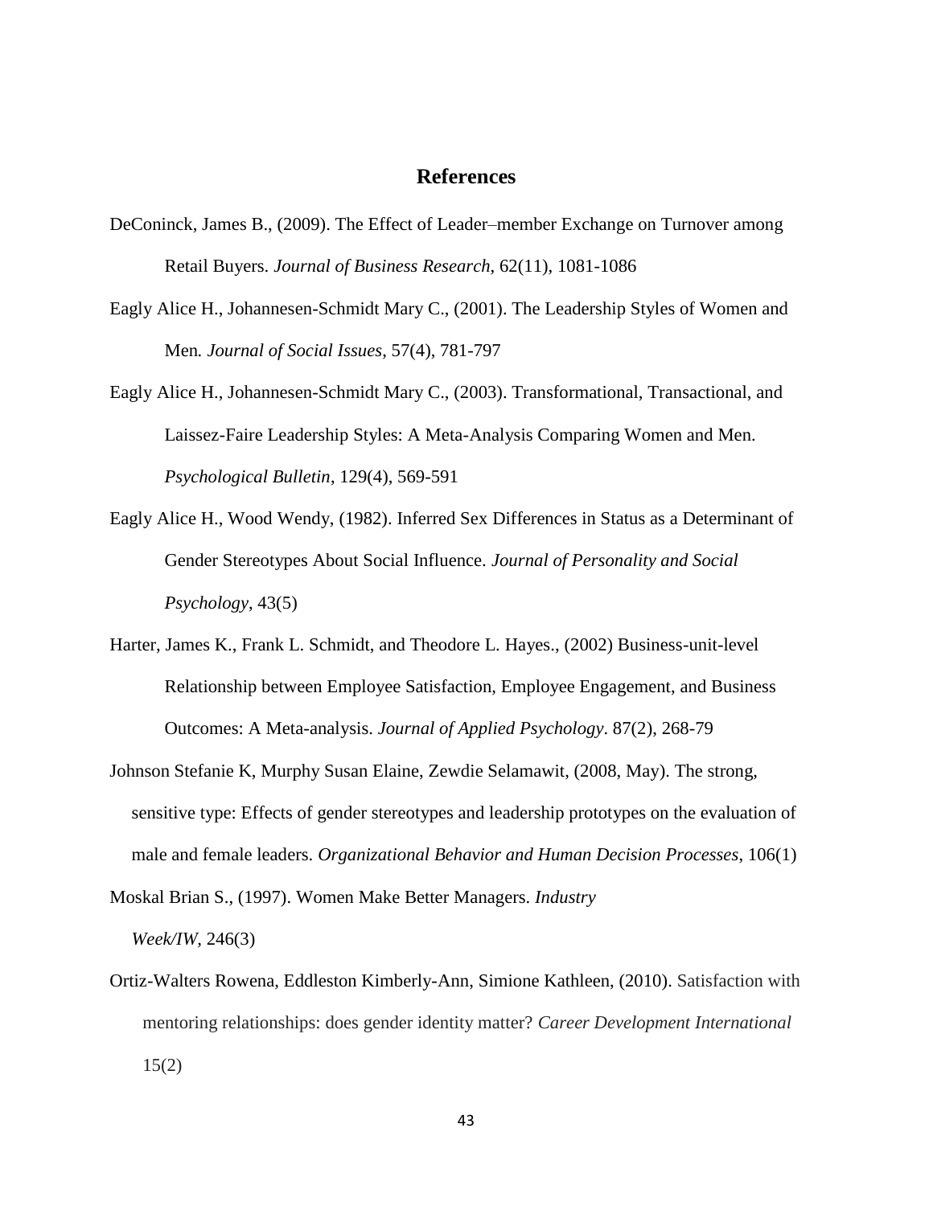# References

DeConinck, James B., (2009). The Effect of Leader–member Exchange on Turnover among Retail Buyers. *Journal of Business Research*, 62(11), 1081-1086

Eagly Alice H., Johannesen-Schmidt Mary C., (2001). The Leadership Styles of Women and Men*. Journal of Social Issues*, 57(4), 781-797

Eagly Alice H., Johannesen-Schmidt Mary C., (2003). Transformational, Transactional, and Laissez-Faire Leadership Styles: A Meta-Analysis Comparing Women and Men. *Psychological Bulletin*, 129(4), 569-591

Eagly Alice H., Wood Wendy, (1982). Inferred Sex Differences in Status as a Determinant of Gender Stereotypes About Social Influence. *Journal of Personality and Social Psychology*, 43(5)

Harter, James K., Frank L. Schmidt, and Theodore L. Hayes., (2002) Business-unit-level Relationship between Employee Satisfaction, Employee Engagement, and Business Outcomes: A Meta-analysis. *Journal of Applied Psychology*. 87(2), 268-79

Johnson Stefanie K, Murphy Susan Elaine, Zewdie Selamawit, (2008, May). The strong, sensitive type: Effects of gender stereotypes and leadership prototypes on the evaluation of male and female leaders. *Organizational Behavior and Human Decision Processes*, 106(1)

Moskal Brian S., (1997). Women Make Better Managers. *Industry Week/IW*, 246(3)

Ortiz-Walters Rowena, Eddleston Kimberly-Ann, Simione Kathleen, (2010). Satisfaction with mentoring relationships: does gender identity matter? *Career Development International* 15(2)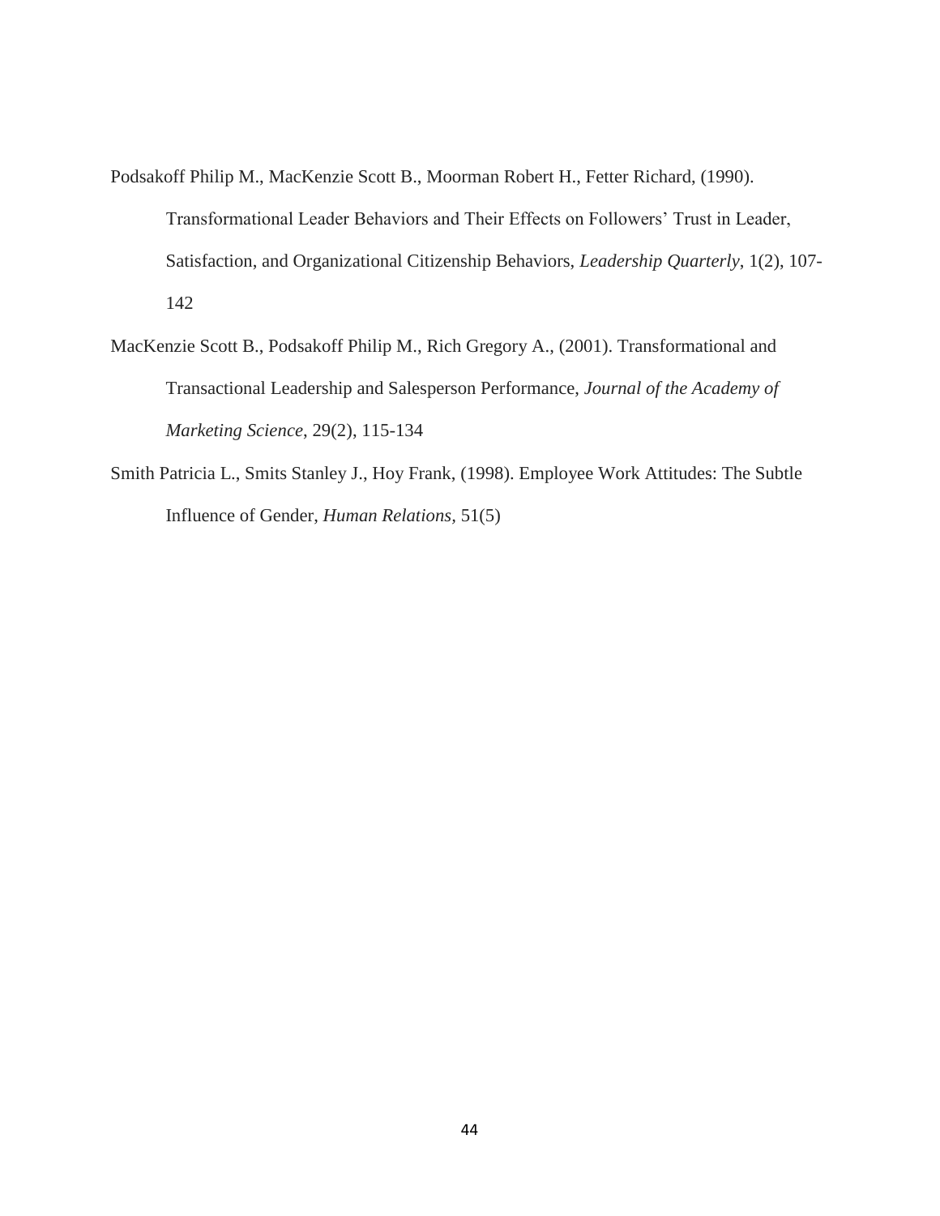Podsakoff Philip M., MacKenzie Scott B., Moorman Robert H., Fetter Richard, (1990). Transformational Leader Behaviors and Their Effects on Followers' Trust in Leader, Satisfaction, and Organizational Citizenship Behaviors, *Leadership Quarterly*, 1(2), 107-142

MacKenzie Scott B., Podsakoff Philip M., Rich Gregory A., (2001). Transformational and Transactional Leadership and Salesperson Performance, *Journal of the Academy of Marketing Science*, 29(2), 115-134

Smith Patricia L., Smits Stanley J., Hoy Frank, (1998). Employee Work Attitudes: The Subtle Influence of Gender, *Human Relations*, 51(5)